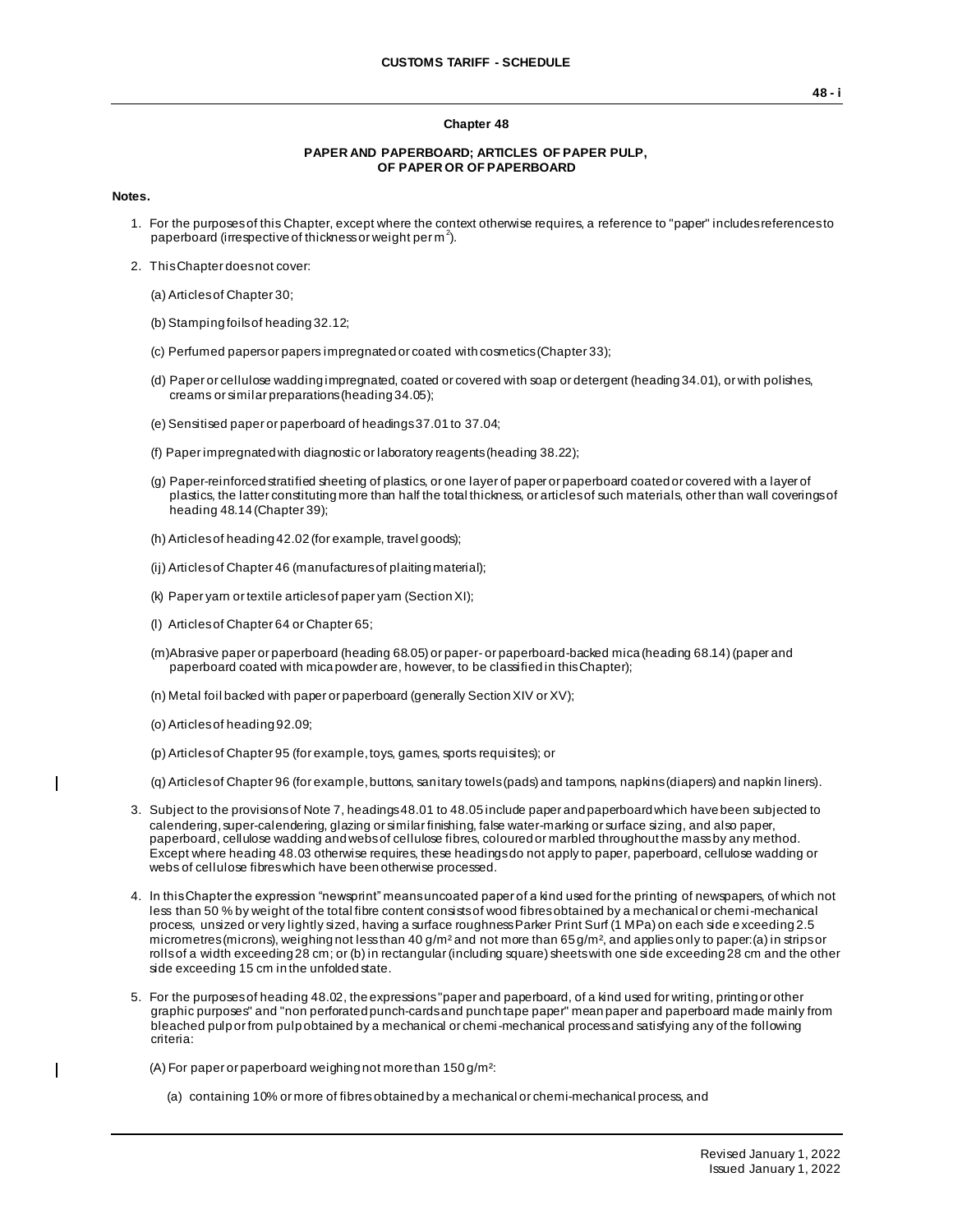# Chapter 48

## PAPER AND PAPERBOARD; ARTICLES OF PAPER PULP, OF PAPER OR OF PAPERBOARD

**Notes.**

1. For the purposes of this Chapter, except where the context otherwise requires, a reference to "paper" includes references to paperboard (irrespective of thickness or weight per m$^2$).

2. This Chapter does not cover:

   (a) Articles of Chapter 30;

   (b) Stamping foils of heading 32.12;

   (c) Perfumed papers or papers impregnated or coated with cosmetics (Chapter 33);

   (d) Paper or cellulose wadding impregnated, coated or covered with soap or detergent (heading 34.01), or with polishes, creams or similar preparations (heading 34.05);

   (e) Sensitised paper or paperboard of headings 37.01 to 37.04;

   (f) Paper impregnated with diagnostic or laboratory reagents (heading 38.22);

   (g) Paper-reinforced stratified sheeting of plastics, or one layer of paper or paperboard coated or covered with a layer of plastics, the latter constituting more than half the total thickness, or articles of such materials, other than wall coverings of heading 48.14 (Chapter 39);

   (h) Articles of heading 42.02 (for example, travel goods);

   (ij) Articles of Chapter 46 (manufactures of plaiting material);

   (k) Paper yarn or textile articles of paper yarn (Section XI);

   (l) Articles of Chapter 64 or Chapter 65;

   (m) Abrasive paper or paperboard (heading 68.05) or paper- or paperboard-backed mica (heading 68.14) (paper and paperboard coated with mica powder are, however, to be classified in this Chapter);

   (n) Metal foil backed with paper or paperboard (generally Section XIV or XV);

   (o) Articles of heading 92.09;

   (p) Articles of Chapter 95 (for example, toys, games, sports requisites); or

   (q) Articles of Chapter 96 (for example, buttons, sanitary towels (pads) and tampons, napkins (diapers) and napkin liners).

3. Subject to the provisions of Note 7, headings 48.01 to 48.05 include paper and paperboard which have been subjected to calendering, super-calendering, glazing or similar finishing, false water-marking or surface sizing, and also paper, paperboard, cellulose wadding and webs of cellulose fibres, coloured or marbled throughout the mass by any method. Except where heading 48.03 otherwise requires, these headings do not apply to paper, paperboard, cellulose wadding or webs of cellulose fibres which have been otherwise processed.

4. In this Chapter the expression "newsprint" means uncoated paper of a kind used for the printing of newspapers, of which not less than 50 % by weight of the total fibre content consists of wood fibres obtained by a mechanical or chemi-mechanical process, unsized or very lightly sized, having a surface roughness Parker Print Surf (1 MPa) on each side exceeding 2.5 micrometres (microns), weighing not less than 40 g/m² and not more than 65 g/m², and applies only to paper: (a) in strips or rolls of a width exceeding 28 cm; or (b) in rectangular (including square) sheets with one side exceeding 28 cm and the other side exceeding 15 cm in the unfolded state.

5. For the purposes of heading 48.02, the expressions "paper and paperboard, of a kind used for writing, printing or other graphic purposes" and "non perforated punch-cards and punch tape paper" mean paper and paperboard made mainly from bleached pulp or from pulp obtained by a mechanical or chemi-mechanical process and satisfying any of the following criteria:

   (A) For paper or paperboard weighing not more than 150 g/m²:

      (a) containing 10% or more of fibres obtained by a mechanical or chemi-mechanical process, and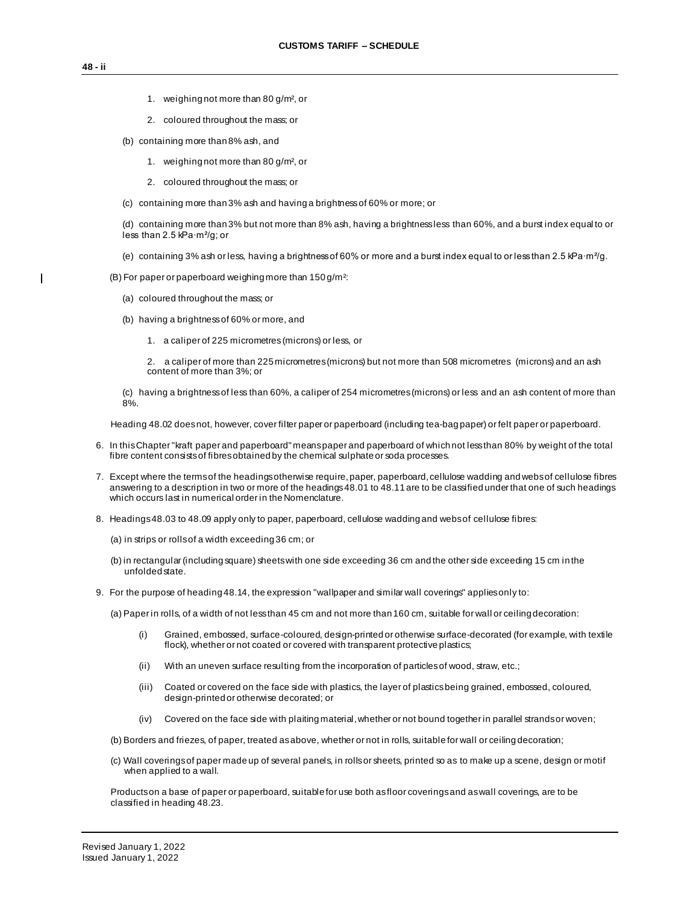1. weighing not more than 80 g/m², or

2. coloured throughout the mass; or

(b) containing more than 8% ash, and

1. weighing not more than 80 g/m², or

2. coloured throughout the mass; or

(c) containing more than 3% ash and having a brightness of 60% or more; or

(d) containing more than 3% but not more than 8% ash, having a brightness less than 60%, and a burst index equal to or less than 2.5 kPa·m²/g; or

(e) containing 3% ash or less, having a brightness of 60% or more and a burst index equal to or less than 2.5 kPa·m²/g.

(B) For paper or paperboard weighing more than 150 g/m²:

(a) coloured throughout the mass; or

(b) having a brightness of 60% or more, and

1. a caliper of 225 micrometres (microns) or less, or

2. a caliper of more than 225 micrometres (microns) but not more than 508 micrometres (microns) and an ash content of more than 3%; or

(c) having a brightness of less than 60%, a caliper of 254 micrometres (microns) or less and an ash content of more than 8%.

Heading 48.02 does not, however, cover filter paper or paperboard (including tea-bag paper) or felt paper or paperboard.

6. In this Chapter "kraft paper and paperboard" means paper and paperboard of which not less than 80% by weight of the total fibre content consists of fibres obtained by the chemical sulphate or soda processes.

7. Except where the terms of the headings otherwise require, paper, paperboard, cellulose wadding and webs of cellulose fibres answering to a description in two or more of the headings 48.01 to 48.11 are to be classified under that one of such headings which occurs last in numerical order in the Nomenclature.

8. Headings 48.03 to 48.09 apply only to paper, paperboard, cellulose wadding and webs of cellulose fibres:

(a) in strips or rolls of a width exceeding 36 cm; or

(b) in rectangular (including square) sheets with one side exceeding 36 cm and the other side exceeding 15 cm in the unfolded state.

9. For the purpose of heading 48.14, the expression "wallpaper and similar wall coverings" applies only to:

(a) Paper in rolls, of a width of not less than 45 cm and not more than 160 cm, suitable for wall or ceiling decoration:

(i) Grained, embossed, surface-coloured, design-printed or otherwise surface-decorated (for example, with textile flock), whether or not coated or covered with transparent protective plastics;

(ii) With an uneven surface resulting from the incorporation of particles of wood, straw, etc.;

(iii) Coated or covered on the face side with plastics, the layer of plastics being grained, embossed, coloured, design-printed or otherwise decorated; or

(iv) Covered on the face side with plaiting material, whether or not bound together in parallel strands or woven;

(b) Borders and friezes, of paper, treated as above, whether or not in rolls, suitable for wall or ceiling decoration;

(c) Wall coverings of paper made up of several panels, in rolls or sheets, printed so as to make up a scene, design or motif when applied to a wall.

Products on a base of paper or paperboard, suitable for use both as floor coverings and as wall coverings, are to be classified in heading 48.23.

Revised January 1, 2022
Issued January 1, 2022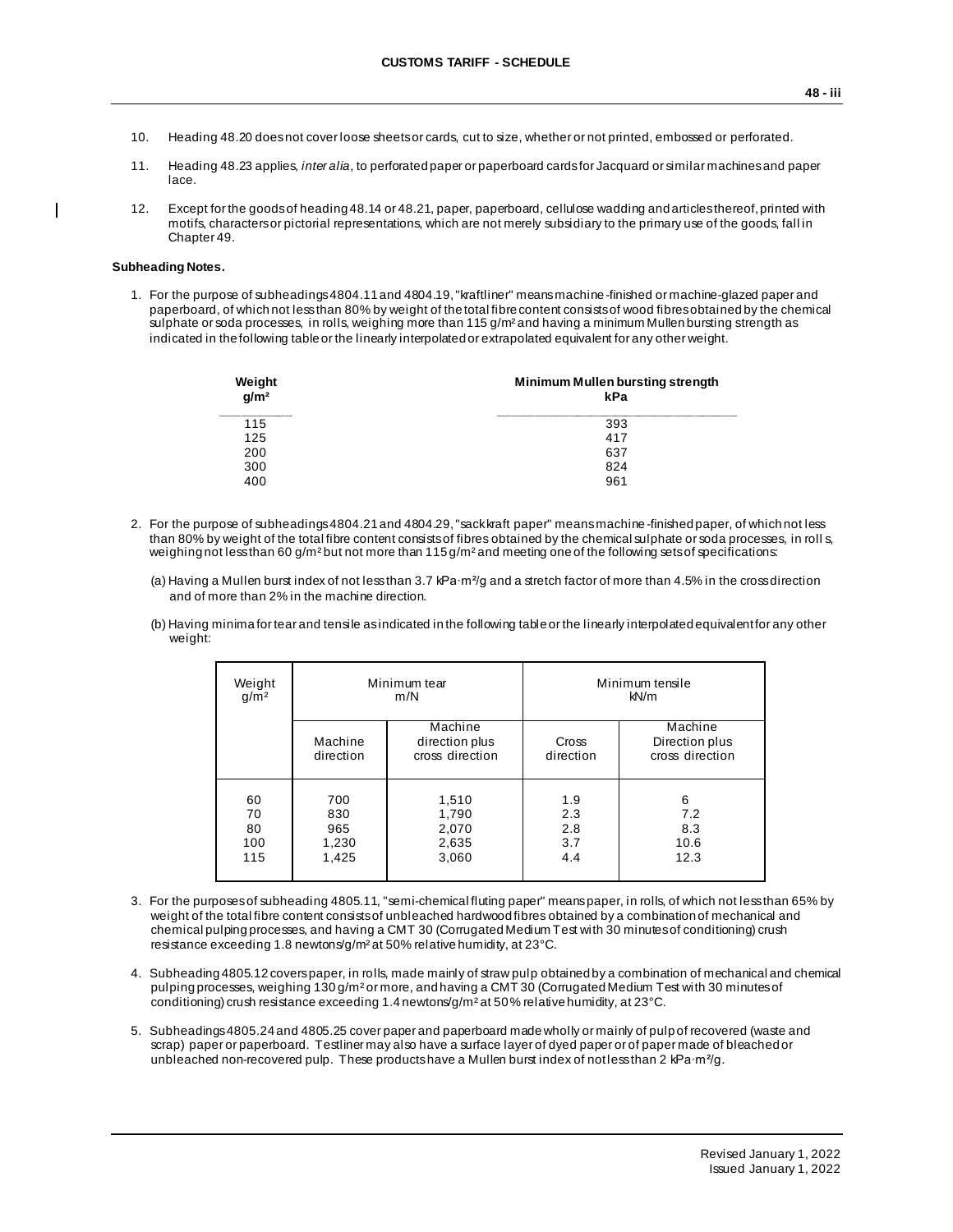10. Heading 48.20 does not cover loose sheets or cards, cut to size, whether or not printed, embossed or perforated.

11. Heading 48.23 applies, *inter alia*, to perforated paper or paperboard cards for Jacquard or similar machines and paper lace.

12. Except for the goods of heading 48.14 or 48.21, paper, paperboard, cellulose wadding and articles thereof, printed with motifs, characters or pictorial representations, which are not merely subsidiary to the primary use of the goods, fall in Chapter 49.

**Subheading Notes.**

1. For the purpose of subheadings 4804.11 and 4804.19, "kraftliner" means machine-finished or machine-glazed paper and paperboard, of which not less than 80% by weight of the total fibre content consists of wood fibres obtained by the chemical sulphate or soda processes, in rolls, weighing more than 115 g/m² and having a minimum Mullen bursting strength as indicated in the following table or the linearly interpolated or extrapolated equivalent for any other weight.

| Weight g/m² | Minimum Mullen bursting strength kPa |
|---|---|
| 115 | 393 |
| 125 | 417 |
| 200 | 637 |
| 300 | 824 |
| 400 | 961 |

2. For the purpose of subheadings 4804.21 and 4804.29, "sack kraft paper" means machine-finished paper, of which not less than 80% by weight of the total fibre content consists of fibres obtained by the chemical sulphate or soda processes, in rolls, weighing not less than 60 g/m² but not more than 115 g/m² and meeting one of the following sets of specifications:

   (a) Having a Mullen burst index of not less than 3.7 kPa·m²/g and a stretch factor of more than 4.5% in the cross direction and of more than 2% in the machine direction.

   (b) Having minima for tear and tensile as indicated in the following table or the linearly interpolated equivalent for any other weight:

| Weight g/m² | Minimum tear m/N | | Minimum tensile kN/m | |
|---|---|---|---|---|
| | Machine direction | Machine direction plus cross direction | Cross direction | Machine Direction plus cross direction |
| 60 | 700 | 1,510 | 1.9 | 6 |
| 70 | 830 | 1,790 | 2.3 | 7.2 |
| 80 | 965 | 2,070 | 2.8 | 8.3 |
| 100 | 1,230 | 2,635 | 3.7 | 10.6 |
| 115 | 1,425 | 3,060 | 4.4 | 12.3 |

3. For the purposes of subheading 4805.11, "semi-chemical fluting paper" means paper, in rolls, of which not less than 65% by weight of the total fibre content consists of unbleached hardwood fibres obtained by a combination of mechanical and chemical pulping processes, and having a CMT 30 (Corrugated Medium Test with 30 minutes of conditioning) crush resistance exceeding 1.8 newtons/g/m² at 50% relative humidity, at 23°C.

4. Subheading 4805.12 covers paper, in rolls, made mainly of straw pulp obtained by a combination of mechanical and chemical pulping processes, weighing 130 g/m² or more, and having a CMT 30 (Corrugated Medium Test with 30 minutes of conditioning) crush resistance exceeding 1.4 newtons/g/m² at 50% relative humidity, at 23°C.

5. Subheadings 4805.24 and 4805.25 cover paper and paperboard made wholly or mainly of pulp of recovered (waste and scrap) paper or paperboard. Testliner may also have a surface layer of dyed paper or of paper made of bleached or unbleached non-recovered pulp. These products have a Mullen burst index of not less than 2 kPa·m²/g.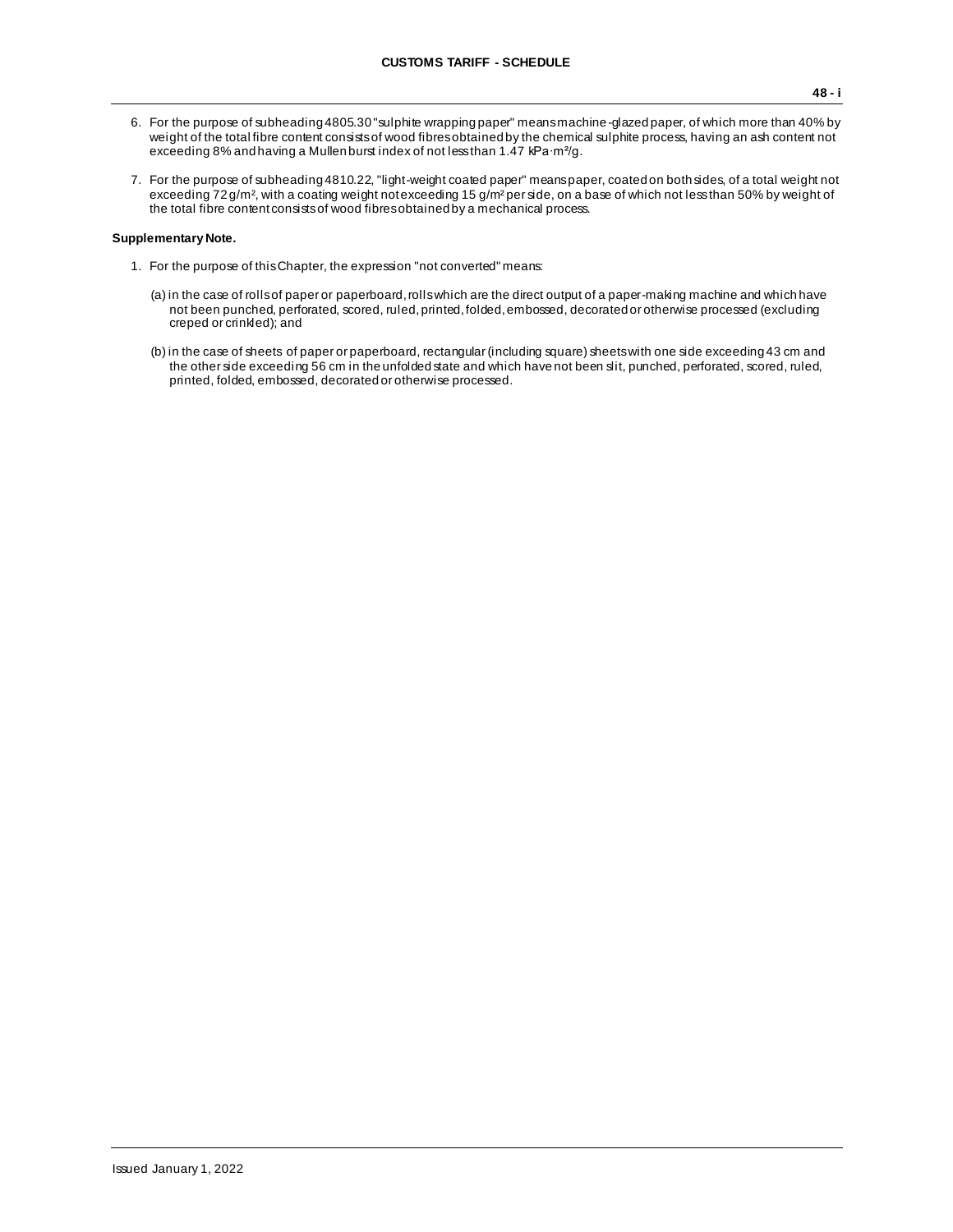6. For the purpose of subheading 4805.30 "sulphite wrapping paper" means machine-glazed paper, of which more than 40% by weight of the total fibre content consists of wood fibres obtained by the chemical sulphite process, having an ash content not exceeding 8% and having a Mullen burst index of not less than 1.47 kPa·m²/g.

7. For the purpose of subheading 4810.22, "light-weight coated paper" means paper, coated on both sides, of a total weight not exceeding 72 g/m², with a coating weight not exceeding 15 g/m² per side, on a base of which not less than 50% by weight of the total fibre content consists of wood fibres obtained by a mechanical process.

**Supplementary Note.**

1. For the purpose of this Chapter, the expression "not converted" means:

   (a) in the case of rolls of paper or paperboard, rolls which are the direct output of a paper-making machine and which have not been punched, perforated, scored, ruled, printed, folded, embossed, decorated or otherwise processed (excluding creped or crinkled); and

   (b) in the case of sheets of paper or paperboard, rectangular (including square) sheets with one side exceeding 43 cm and the other side exceeding 56 cm in the unfolded state and which have not been slit, punched, perforated, scored, ruled, printed, folded, embossed, decorated or otherwise processed.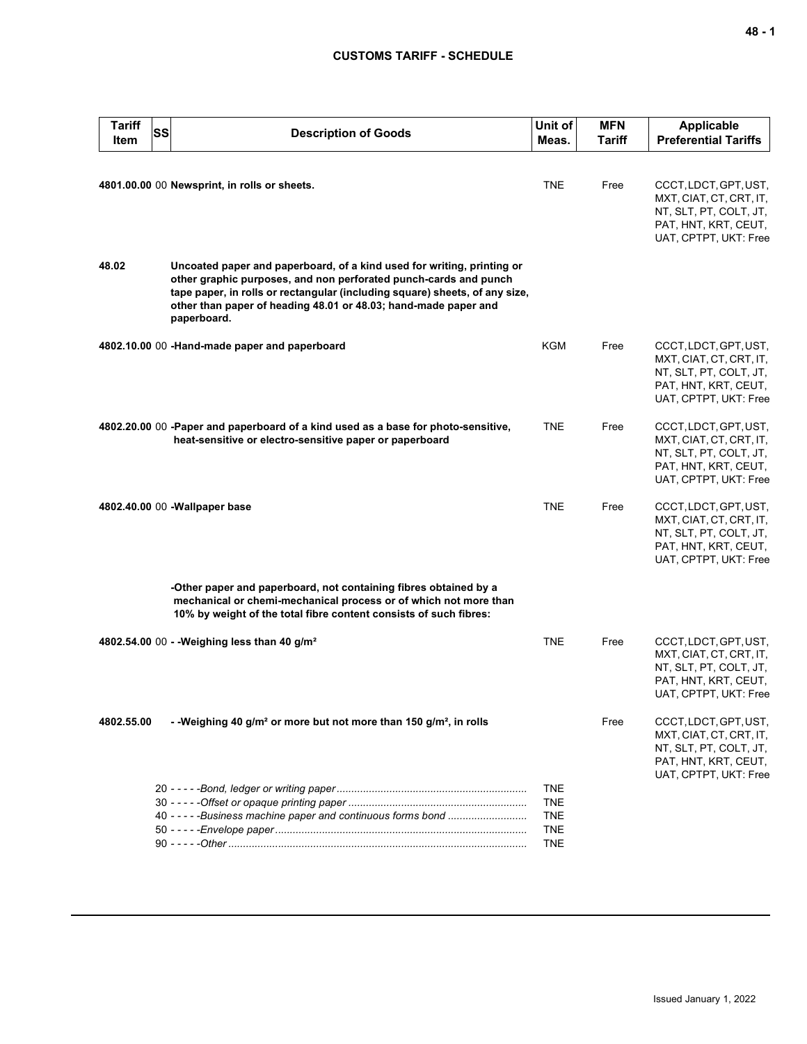| Tariff Item | SS | Description of Goods | Unit of Meas. | MFN Tariff | Applicable Preferential Tariffs |
|---|---|---|---|---|---|
| **4801.00.00** | 00 | **Newsprint, in rolls or sheets.** | TNE | Free | CCCT, LDCT, GPT, UST, MXT, CIAT, CT, CRT, IT, NT, SLT, PT, COLT, JT, PAT, HNT, KRT, CEUT, UAT, CPTPT, UKT: Free |
| **48.02** | | **Uncoated paper and paperboard, of a kind used for writing, printing or other graphic purposes, and non perforated punch-cards and punch tape paper, in rolls or rectangular (including square) sheets, of any size, other than paper of heading 48.01 or 48.03; hand-made paper and paperboard.** | | | |
| **4802.10.00** | 00 | **-Hand-made paper and paperboard** | KGM | Free | CCCT, LDCT, GPT, UST, MXT, CIAT, CT, CRT, IT, NT, SLT, PT, COLT, JT, PAT, HNT, KRT, CEUT, UAT, CPTPT, UKT: Free |
| **4802.20.00** | 00 | **-Paper and paperboard of a kind used as a base for photo-sensitive, heat-sensitive or electro-sensitive paper or paperboard** | TNE | Free | CCCT, LDCT, GPT, UST, MXT, CIAT, CT, CRT, IT, NT, SLT, PT, COLT, JT, PAT, HNT, KRT, CEUT, UAT, CPTPT, UKT: Free |
| **4802.40.00** | 00 | **-Wallpaper base** | TNE | Free | CCCT, LDCT, GPT, UST, MXT, CIAT, CT, CRT, IT, NT, SLT, PT, COLT, JT, PAT, HNT, KRT, CEUT, UAT, CPTPT, UKT: Free |
| | | **-Other paper and paperboard, not containing fibres obtained by a mechanical or chemi-mechanical process or of which not more than 10% by weight of the total fibre content consists of such fibres:** | | | |
| **4802.54.00** | 00 | **- -Weighing less than 40 g/m²** | TNE | Free | CCCT, LDCT, GPT, UST, MXT, CIAT, CT, CRT, IT, NT, SLT, PT, COLT, JT, PAT, HNT, KRT, CEUT, UAT, CPTPT, UKT: Free |
| **4802.55.00** | | **- -Weighing 40 g/m² or more but not more than 150 g/m², in rolls** | | Free | CCCT, LDCT, GPT, UST, MXT, CIAT, CT, CRT, IT, NT, SLT, PT, COLT, JT, PAT, HNT, KRT, CEUT, UAT, CPTPT, UKT: Free |
| | 20 | - - - - -*Bond, ledger or writing paper* | TNE | | |
| | 30 | - - - - -*Offset or opaque printing paper* | TNE | | |
| | 40 | - - - - -*Business machine paper and continuous forms bond* | TNE | | |
| | 50 | - - - - -*Envelope paper* | TNE | | |
| | 90 | - - - - -*Other* | TNE | | |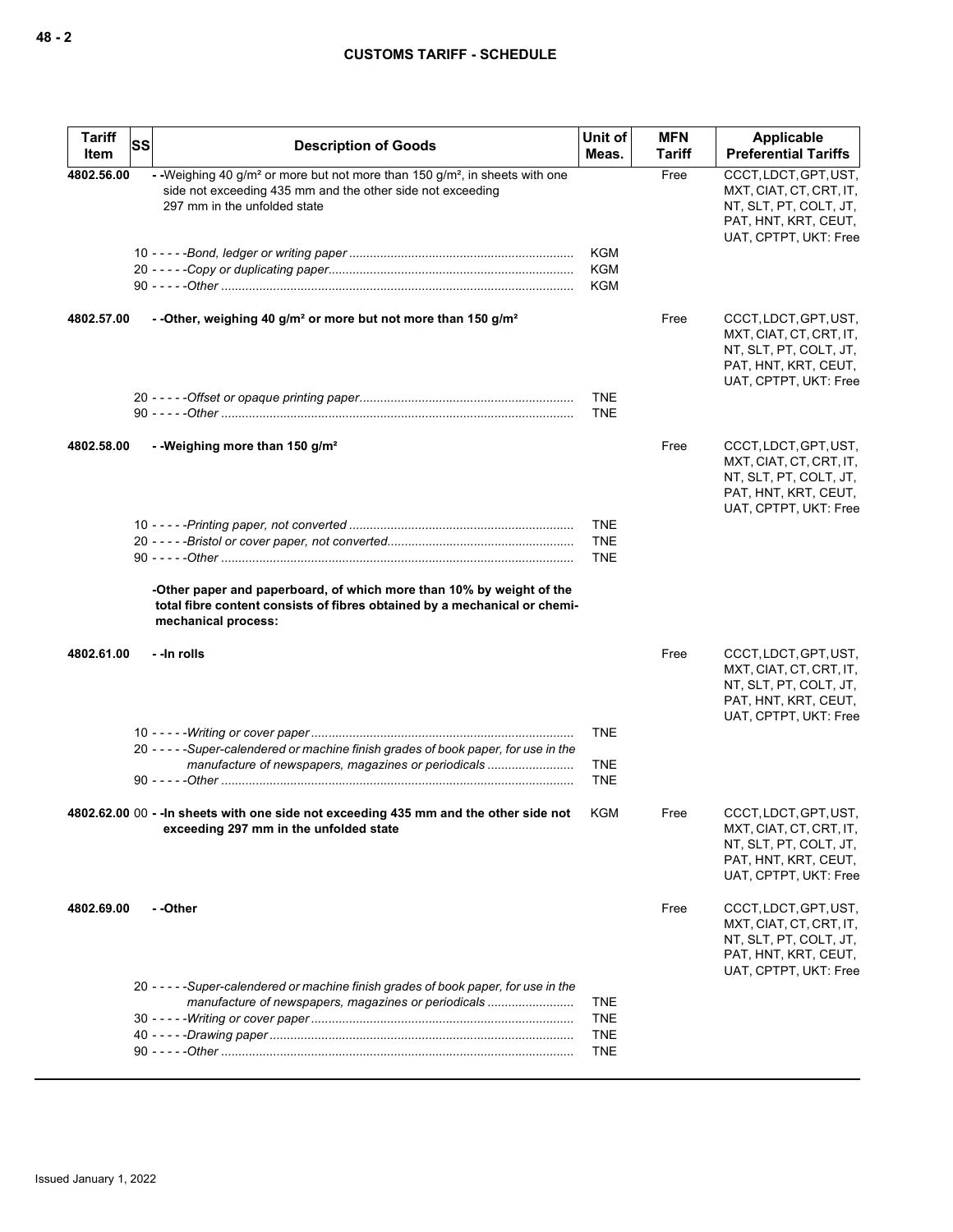| Tariff Item | SS | Description of Goods | Unit of Meas. | MFN Tariff | Applicable Preferential Tariffs |
|---|---|---|---|---|---|
| 4802.56.00 | | - -Weighing 40 g/m² or more but not more than 150 g/m², in sheets with one side not exceeding 435 mm and the other side not exceeding 297 mm in the unfolded state | | Free | CCCT, LDCT, GPT, UST, MXT, CIAT, CT, CRT, IT, NT, SLT, PT, COLT, JT, PAT, HNT, KRT, CEUT, UAT, CPTPT, UKT: Free |
| | 10 | - - - - -*Bond, ledger or writing paper* | KGM | | |
| | 20 | - - - - -*Copy or duplicating paper* | KGM | | |
| | 90 | - - - - -*Other* | KGM | | |
| 4802.57.00 | | - -Other, weighing 40 g/m² or more but not more than 150 g/m² | | Free | CCCT, LDCT, GPT, UST, MXT, CIAT, CT, CRT, IT, NT, SLT, PT, COLT, JT, PAT, HNT, KRT, CEUT, UAT, CPTPT, UKT: Free |
| | 20 | - - - - -*Offset or opaque printing paper* | TNE | | |
| | 90 | - - - - -*Other* | TNE | | |
| 4802.58.00 | | - -Weighing more than 150 g/m² | | Free | CCCT, LDCT, GPT, UST, MXT, CIAT, CT, CRT, IT, NT, SLT, PT, COLT, JT, PAT, HNT, KRT, CEUT, UAT, CPTPT, UKT: Free |
| | 10 | - - - - -*Printing paper, not converted* | TNE | | |
| | 20 | - - - - -*Bristol or cover paper, not converted* | TNE | | |
| | 90 | - - - - -*Other* | TNE | | |
| | | -Other paper and paperboard, of which more than 10% by weight of the total fibre content consists of fibres obtained by a mechanical or chemi-mechanical process: | | | |
| 4802.61.00 | | - -In rolls | | Free | CCCT, LDCT, GPT, UST, MXT, CIAT, CT, CRT, IT, NT, SLT, PT, COLT, JT, PAT, HNT, KRT, CEUT, UAT, CPTPT, UKT: Free |
| | 10 | - - - - -*Writing or cover paper* | TNE | | |
| | 20 | - - - - -*Super-calendered or machine finish grades of book paper, for use in the manufacture of newspapers, magazines or periodicals* | TNE | | |
| | 90 | - - - - -*Other* | TNE | | |
| 4802.62.00 | 00 | - -In sheets with one side not exceeding 435 mm and the other side not exceeding 297 mm in the unfolded state | KGM | Free | CCCT, LDCT, GPT, UST, MXT, CIAT, CT, CRT, IT, NT, SLT, PT, COLT, JT, PAT, HNT, KRT, CEUT, UAT, CPTPT, UKT: Free |
| 4802.69.00 | | - -Other | | Free | CCCT, LDCT, GPT, UST, MXT, CIAT, CT, CRT, IT, NT, SLT, PT, COLT, JT, PAT, HNT, KRT, CEUT, UAT, CPTPT, UKT: Free |
| | 20 | - - - - -*Super-calendered or machine finish grades of book paper, for use in the manufacture of newspapers, magazines or periodicals* | TNE | | |
| | 30 | - - - - -*Writing or cover paper* | TNE | | |
| | 40 | - - - - -*Drawing paper* | TNE | | |
| | 90 | - - - - -*Other* | TNE | | |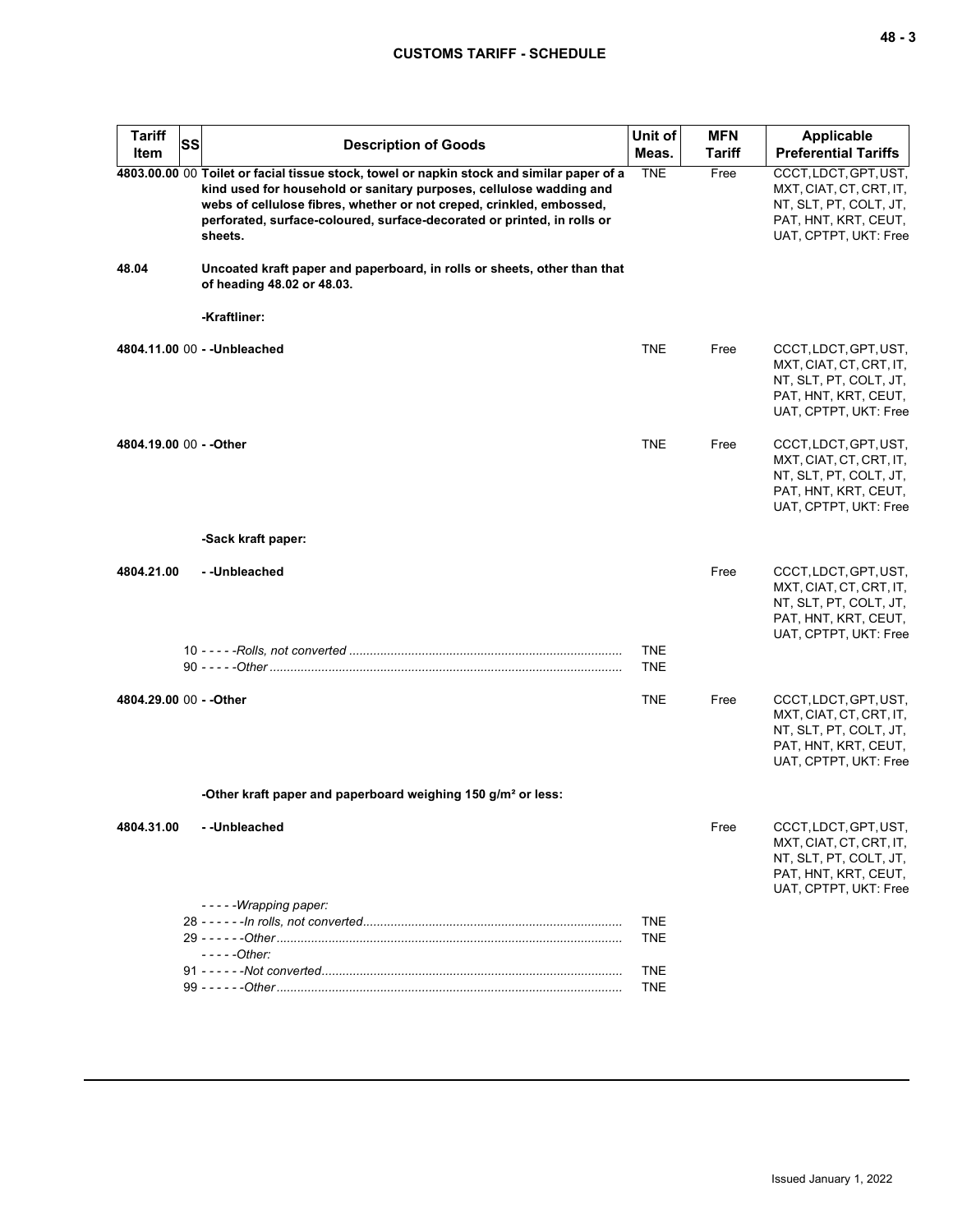| Tariff Item | SS | Description of Goods | Unit of Meas. | MFN Tariff | Applicable Preferential Tariffs |
|---|---|---|---|---|---|
| 4803.00.00 | 00 | **Toilet or facial tissue stock, towel or napkin stock and similar paper of a kind used for household or sanitary purposes, cellulose wadding and webs of cellulose fibres, whether or not creped, crinkled, embossed, perforated, surface-coloured, surface-decorated or printed, in rolls or sheets.** | TNE | Free | CCCT, LDCT, GPT, UST, MXT, CIAT, CT, CRT, IT, NT, SLT, PT, COLT, JT, PAT, HNT, KRT, CEUT, UAT, CPTPT, UKT: Free |
| 48.04 | | **Uncoated kraft paper and paperboard, in rolls or sheets, other than that of heading 48.02 or 48.03.** | | | |
| | | **-Kraftliner:** | | | |
| 4804.11.00 | 00 | **- -Unbleached** | TNE | Free | CCCT, LDCT, GPT, UST, MXT, CIAT, CT, CRT, IT, NT, SLT, PT, COLT, JT, PAT, HNT, KRT, CEUT, UAT, CPTPT, UKT: Free |
| 4804.19.00 | 00 | **- -Other** | TNE | Free | CCCT, LDCT, GPT, UST, MXT, CIAT, CT, CRT, IT, NT, SLT, PT, COLT, JT, PAT, HNT, KRT, CEUT, UAT, CPTPT, UKT: Free |
| | | **-Sack kraft paper:** | | | |
| 4804.21.00 | | **- -Unbleached** | | Free | CCCT, LDCT, GPT, UST, MXT, CIAT, CT, CRT, IT, NT, SLT, PT, COLT, JT, PAT, HNT, KRT, CEUT, UAT, CPTPT, UKT: Free |
| | 10 | - - - - -*Rolls, not converted* | TNE | | |
| | 90 | - - - - -*Other* | TNE | | |
| 4804.29.00 | 00 | **- -Other** | TNE | Free | CCCT, LDCT, GPT, UST, MXT, CIAT, CT, CRT, IT, NT, SLT, PT, COLT, JT, PAT, HNT, KRT, CEUT, UAT, CPTPT, UKT: Free |
| | | **-Other kraft paper and paperboard weighing 150 g/m² or less:** | | | |
| 4804.31.00 | | **- -Unbleached** | | Free | CCCT, LDCT, GPT, UST, MXT, CIAT, CT, CRT, IT, NT, SLT, PT, COLT, JT, PAT, HNT, KRT, CEUT, UAT, CPTPT, UKT: Free |
| | | - - - - -*Wrapping paper:* | | | |
| | 28 | - - - - - -*In rolls, not converted* | TNE | | |
| | 29 | - - - - - -*Other* | TNE | | |
| | | - - - - -*Other:* | | | |
| | 91 | - - - - - -*Not converted* | TNE | | |
| | 99 | - - - - - -*Other* | TNE | | |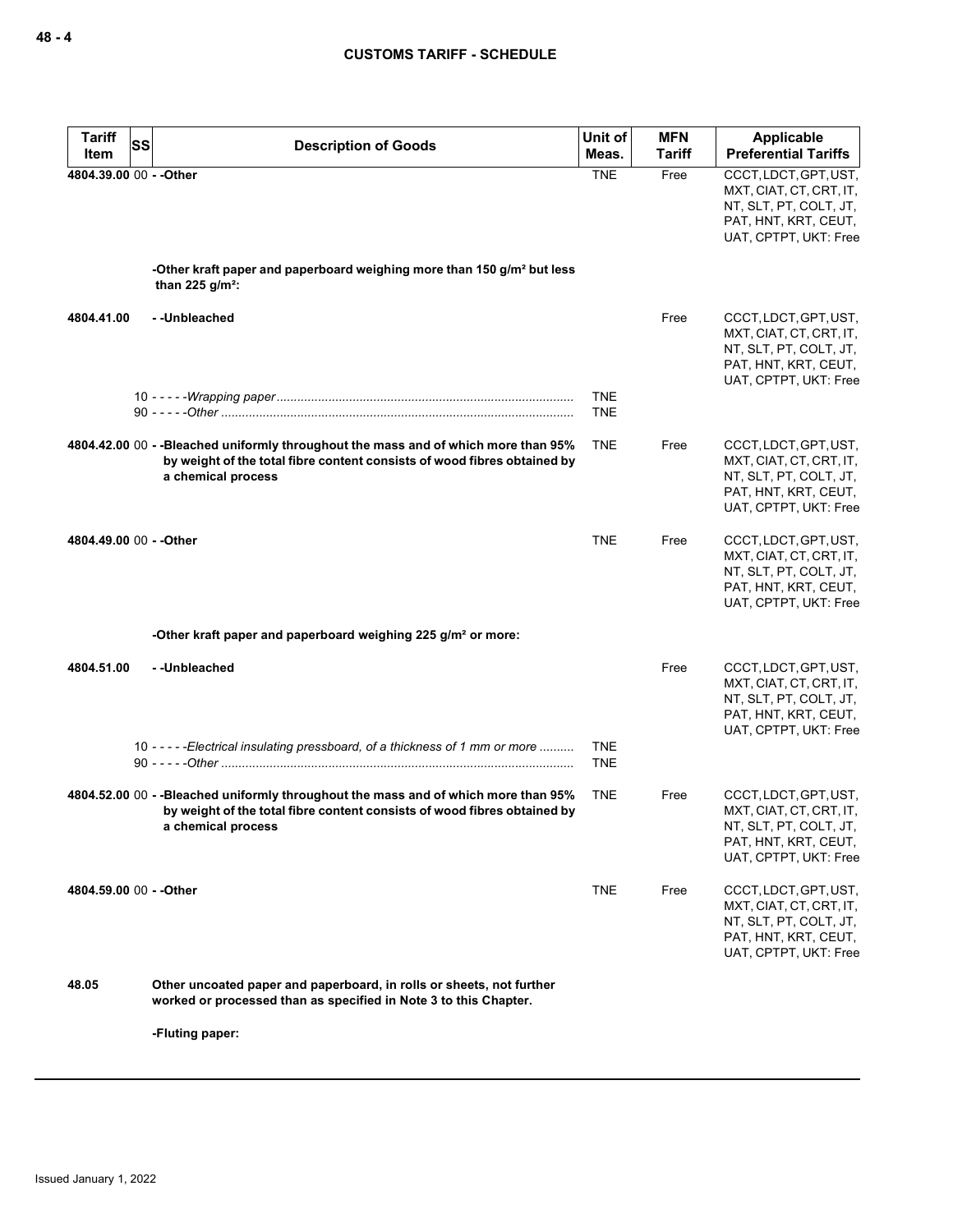| Tariff Item | SS | Description of Goods | Unit of Meas. | MFN Tariff | Applicable Preferential Tariffs |
|---|---|---|---|---|---|
| 4804.39.00 | 00 | - -Other | TNE | Free | CCCT, LDCT, GPT, UST, MXT, CIAT, CT, CRT, IT, NT, SLT, PT, COLT, JT, PAT, HNT, KRT, CEUT, UAT, CPTPT, UKT: Free |
| | | -Other kraft paper and paperboard weighing more than 150 g/m² but less than 225 g/m²: | | | |
| 4804.41.00 | | - -Unbleached | | Free | CCCT, LDCT, GPT, UST, MXT, CIAT, CT, CRT, IT, NT, SLT, PT, COLT, JT, PAT, HNT, KRT, CEUT, UAT, CPTPT, UKT: Free |
| | 10 | - - - - -*Wrapping paper* | TNE | | |
| | 90 | - - - - -*Other* | TNE | | |
| 4804.42.00 | 00 | - -Bleached uniformly throughout the mass and of which more than 95% by weight of the total fibre content consists of wood fibres obtained by a chemical process | TNE | Free | CCCT, LDCT, GPT, UST, MXT, CIAT, CT, CRT, IT, NT, SLT, PT, COLT, JT, PAT, HNT, KRT, CEUT, UAT, CPTPT, UKT: Free |
| 4804.49.00 | 00 | - -Other | TNE | Free | CCCT, LDCT, GPT, UST, MXT, CIAT, CT, CRT, IT, NT, SLT, PT, COLT, JT, PAT, HNT, KRT, CEUT, UAT, CPTPT, UKT: Free |
| | | -Other kraft paper and paperboard weighing 225 g/m² or more: | | | |
| 4804.51.00 | | - -Unbleached | | Free | CCCT, LDCT, GPT, UST, MXT, CIAT, CT, CRT, IT, NT, SLT, PT, COLT, JT, PAT, HNT, KRT, CEUT, UAT, CPTPT, UKT: Free |
| | 10 | - - - - -*Electrical insulating pressboard, of a thickness of 1 mm or more* | TNE | | |
| | 90 | - - - - -*Other* | TNE | | |
| 4804.52.00 | 00 | - -Bleached uniformly throughout the mass and of which more than 95% by weight of the total fibre content consists of wood fibres obtained by a chemical process | TNE | Free | CCCT, LDCT, GPT, UST, MXT, CIAT, CT, CRT, IT, NT, SLT, PT, COLT, JT, PAT, HNT, KRT, CEUT, UAT, CPTPT, UKT: Free |
| 4804.59.00 | 00 | - -Other | TNE | Free | CCCT, LDCT, GPT, UST, MXT, CIAT, CT, CRT, IT, NT, SLT, PT, COLT, JT, PAT, HNT, KRT, CEUT, UAT, CPTPT, UKT: Free |
| 48.05 | | Other uncoated paper and paperboard, in rolls or sheets, not further worked or processed than as specified in Note 3 to this Chapter. | | | |
| | | -Fluting paper: | | | |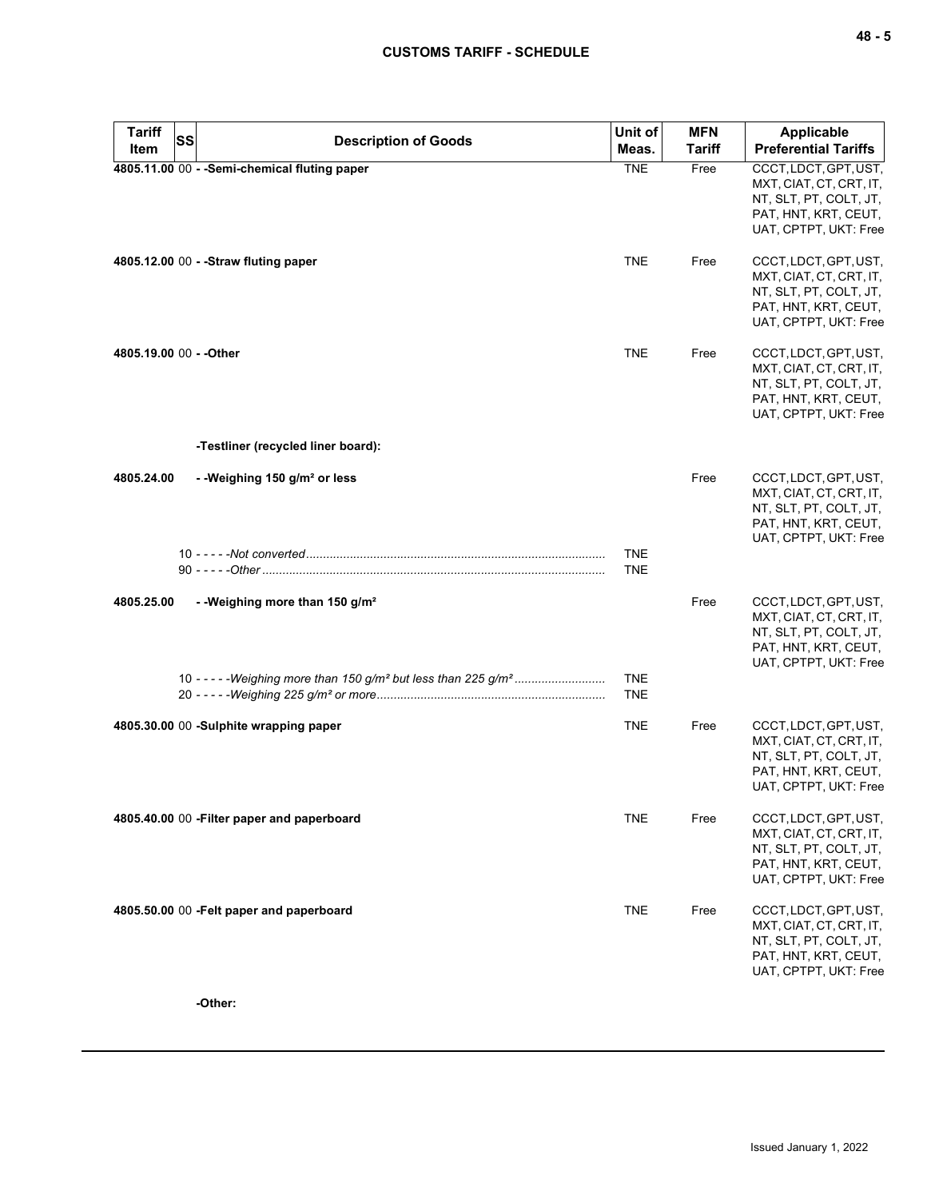| Tariff Item | SS | Description of Goods | Unit of Meas. | MFN Tariff | Applicable Preferential Tariffs |
|---|---|---|---|---|---|
| **4805.11.00** | 00 | **- -Semi-chemical fluting paper** | TNE | Free | CCCT, LDCT, GPT, UST, MXT, CIAT, CT, CRT, IT, NT, SLT, PT, COLT, JT, PAT, HNT, KRT, CEUT, UAT, CPTPT, UKT: Free |
| **4805.12.00** | 00 | **- -Straw fluting paper** | TNE | Free | CCCT, LDCT, GPT, UST, MXT, CIAT, CT, CRT, IT, NT, SLT, PT, COLT, JT, PAT, HNT, KRT, CEUT, UAT, CPTPT, UKT: Free |
| **4805.19.00** | 00 | **- -Other** | TNE | Free | CCCT, LDCT, GPT, UST, MXT, CIAT, CT, CRT, IT, NT, SLT, PT, COLT, JT, PAT, HNT, KRT, CEUT, UAT, CPTPT, UKT: Free |
| | | **-Testliner (recycled liner board):** | | | |
| **4805.24.00** | | **- -Weighing 150 g/m² or less** | | Free | CCCT, LDCT, GPT, UST, MXT, CIAT, CT, CRT, IT, NT, SLT, PT, COLT, JT, PAT, HNT, KRT, CEUT, UAT, CPTPT, UKT: Free |
| | 10 | - - - - -*Not converted* | TNE | | |
| | 90 | - - - - -*Other* | TNE | | |
| **4805.25.00** | | **- -Weighing more than 150 g/m²** | | Free | CCCT, LDCT, GPT, UST, MXT, CIAT, CT, CRT, IT, NT, SLT, PT, COLT, JT, PAT, HNT, KRT, CEUT, UAT, CPTPT, UKT: Free |
| | 10 | - - - - -*Weighing more than 150 g/m² but less than 225 g/m²* | TNE | | |
| | 20 | - - - - -*Weighing 225 g/m² or more* | TNE | | |
| **4805.30.00** | 00 | **-Sulphite wrapping paper** | TNE | Free | CCCT, LDCT, GPT, UST, MXT, CIAT, CT, CRT, IT, NT, SLT, PT, COLT, JT, PAT, HNT, KRT, CEUT, UAT, CPTPT, UKT: Free |
| **4805.40.00** | 00 | **-Filter paper and paperboard** | TNE | Free | CCCT, LDCT, GPT, UST, MXT, CIAT, CT, CRT, IT, NT, SLT, PT, COLT, JT, PAT, HNT, KRT, CEUT, UAT, CPTPT, UKT: Free |
| **4805.50.00** | 00 | **-Felt paper and paperboard** | TNE | Free | CCCT, LDCT, GPT, UST, MXT, CIAT, CT, CRT, IT, NT, SLT, PT, COLT, JT, PAT, HNT, KRT, CEUT, UAT, CPTPT, UKT: Free |
| | | **-Other:** | | | |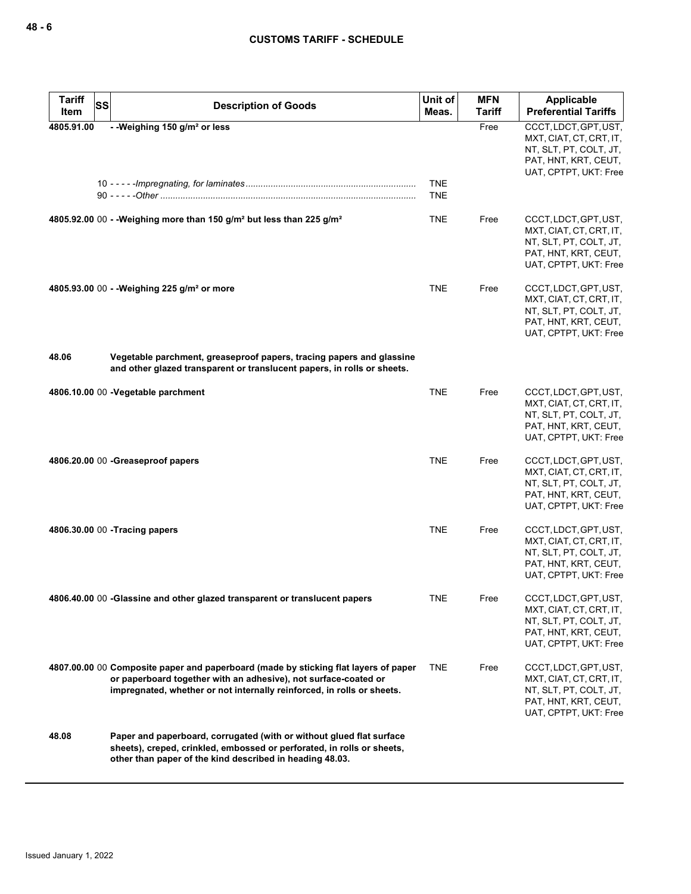| Tariff Item | SS | Description of Goods | Unit of Meas. | MFN Tariff | Applicable Preferential Tariffs |
|---|---|---|---|---|---|
| 4805.91.00 | | - -Weighing 150 g/m² or less | | Free | CCCT, LDCT, GPT, UST, MXT, CIAT, CT, CRT, IT, NT, SLT, PT, COLT, JT, PAT, HNT, KRT, CEUT, UAT, CPTPT, UKT: Free |
| | 10 | - - - - -*Impregnating, for laminates* | TNE | | |
| | 90 | - - - - -*Other* | TNE | | |
| 4805.92.00 | 00 | - -Weighing more than 150 g/m² but less than 225 g/m² | TNE | Free | CCCT, LDCT, GPT, UST, MXT, CIAT, CT, CRT, IT, NT, SLT, PT, COLT, JT, PAT, HNT, KRT, CEUT, UAT, CPTPT, UKT: Free |
| 4805.93.00 | 00 | - -Weighing 225 g/m² or more | TNE | Free | CCCT, LDCT, GPT, UST, MXT, CIAT, CT, CRT, IT, NT, SLT, PT, COLT, JT, PAT, HNT, KRT, CEUT, UAT, CPTPT, UKT: Free |
| 48.06 | | **Vegetable parchment, greaseproof papers, tracing papers and glassine and other glazed transparent or translucent papers, in rolls or sheets.** | | | |
| 4806.10.00 | 00 | -Vegetable parchment | TNE | Free | CCCT, LDCT, GPT, UST, MXT, CIAT, CT, CRT, IT, NT, SLT, PT, COLT, JT, PAT, HNT, KRT, CEUT, UAT, CPTPT, UKT: Free |
| 4806.20.00 | 00 | -Greaseproof papers | TNE | Free | CCCT, LDCT, GPT, UST, MXT, CIAT, CT, CRT, IT, NT, SLT, PT, COLT, JT, PAT, HNT, KRT, CEUT, UAT, CPTPT, UKT: Free |
| 4806.30.00 | 00 | -Tracing papers | TNE | Free | CCCT, LDCT, GPT, UST, MXT, CIAT, CT, CRT, IT, NT, SLT, PT, COLT, JT, PAT, HNT, KRT, CEUT, UAT, CPTPT, UKT: Free |
| 4806.40.00 | 00 | -Glassine and other glazed transparent or translucent papers | TNE | Free | CCCT, LDCT, GPT, UST, MXT, CIAT, CT, CRT, IT, NT, SLT, PT, COLT, JT, PAT, HNT, KRT, CEUT, UAT, CPTPT, UKT: Free |
| 4807.00.00 | 00 | **Composite paper and paperboard (made by sticking flat layers of paper or paperboard together with an adhesive), not surface-coated or impregnated, whether or not internally reinforced, in rolls or sheets.** | TNE | Free | CCCT, LDCT, GPT, UST, MXT, CIAT, CT, CRT, IT, NT, SLT, PT, COLT, JT, PAT, HNT, KRT, CEUT, UAT, CPTPT, UKT: Free |
| 48.08 | | **Paper and paperboard, corrugated (with or without glued flat surface sheets), creped, crinkled, embossed or perforated, in rolls or sheets, other than paper of the kind described in heading 48.03.** | | | |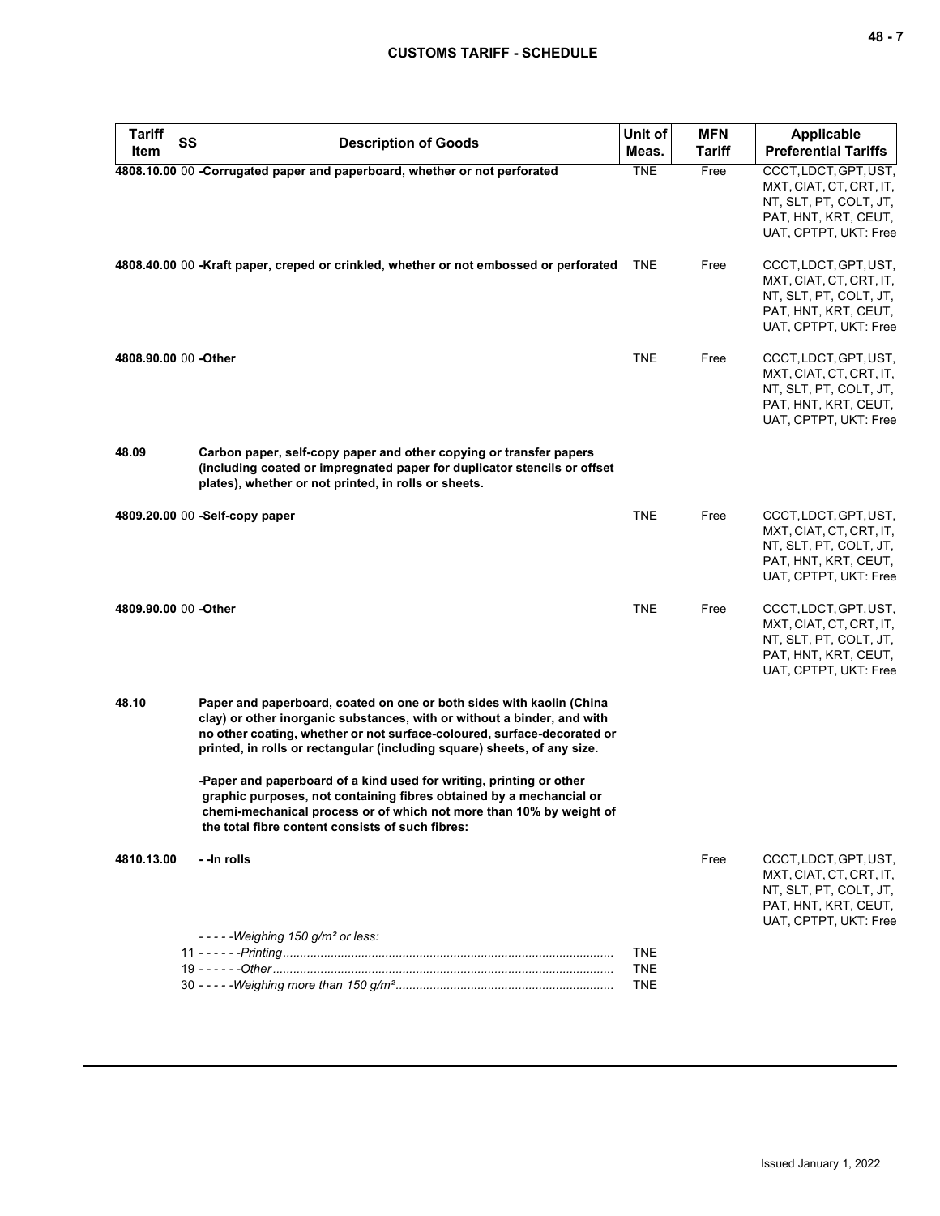| Tariff Item | SS | Description of Goods | Unit of Meas. | MFN Tariff | Applicable Preferential Tariffs |
|---|---|---|---|---|---|
| **4808.10.00** | 00 | **-Corrugated paper and paperboard, whether or not perforated** | TNE | Free | CCCT, LDCT, GPT, UST, MXT, CIAT, CT, CRT, IT, NT, SLT, PT, COLT, JT, PAT, HNT, KRT, CEUT, UAT, CPTPT, UKT: Free |
| **4808.40.00** | 00 | **-Kraft paper, creped or crinkled, whether or not embossed or perforated** | TNE | Free | CCCT, LDCT, GPT, UST, MXT, CIAT, CT, CRT, IT, NT, SLT, PT, COLT, JT, PAT, HNT, KRT, CEUT, UAT, CPTPT, UKT: Free |
| **4808.90.00** | 00 | **-Other** | TNE | Free | CCCT, LDCT, GPT, UST, MXT, CIAT, CT, CRT, IT, NT, SLT, PT, COLT, JT, PAT, HNT, KRT, CEUT, UAT, CPTPT, UKT: Free |
| **48.09** | | **Carbon paper, self-copy paper and other copying or transfer papers (including coated or impregnated paper for duplicator stencils or offset plates), whether or not printed, in rolls or sheets.** | | | |
| **4809.20.00** | 00 | **-Self-copy paper** | TNE | Free | CCCT, LDCT, GPT, UST, MXT, CIAT, CT, CRT, IT, NT, SLT, PT, COLT, JT, PAT, HNT, KRT, CEUT, UAT, CPTPT, UKT: Free |
| **4809.90.00** | 00 | **-Other** | TNE | Free | CCCT, LDCT, GPT, UST, MXT, CIAT, CT, CRT, IT, NT, SLT, PT, COLT, JT, PAT, HNT, KRT, CEUT, UAT, CPTPT, UKT: Free |
| **48.10** | | **Paper and paperboard, coated on one or both sides with kaolin (China clay) or other inorganic substances, with or without a binder, and with no other coating, whether or not surface-coloured, surface-decorated or printed, in rolls or rectangular (including square) sheets, of any size.** | | | |
| | | **-Paper and paperboard of a kind used for writing, printing or other graphic purposes, not containing fibres obtained by a mechancial or chemi-mechanical process or of which not more than 10% by weight of the total fibre content consists of such fibres:** | | | |
| **4810.13.00** | | **- -In rolls** | | Free | CCCT, LDCT, GPT, UST, MXT, CIAT, CT, CRT, IT, NT, SLT, PT, COLT, JT, PAT, HNT, KRT, CEUT, UAT, CPTPT, UKT: Free |
| | | *- - - - -Weighing 150 g/m² or less:* | | | |
| | 11 | *- - - - - -Printing* | TNE | | |
| | 19 | *- - - - - -Other* | TNE | | |
| | 30 | *- - - - -Weighing more than 150 g/m²* | TNE | | |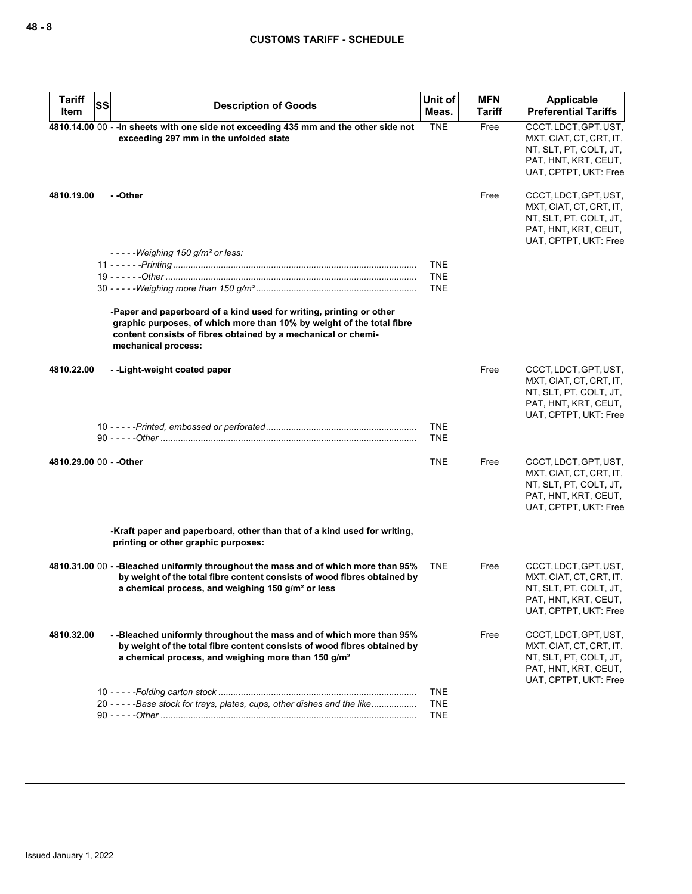| Tariff Item | SS | Description of Goods | Unit of Meas. | MFN Tariff | Applicable Preferential Tariffs |
|---|---|---|---|---|---|
| 4810.14.00 | 00 | **- -In sheets with one side not exceeding 435 mm and the other side not exceeding 297 mm in the unfolded state** | TNE | Free | CCCT, LDCT, GPT, UST, MXT, CIAT, CT, CRT, IT, NT, SLT, PT, COLT, JT, PAT, HNT, KRT, CEUT, UAT, CPTPT, UKT: Free |
| 4810.19.00 | | **- -Other** | | Free | CCCT, LDCT, GPT, UST, MXT, CIAT, CT, CRT, IT, NT, SLT, PT, COLT, JT, PAT, HNT, KRT, CEUT, UAT, CPTPT, UKT: Free |
| | | *- - - - -Weighing 150 g/m² or less:* | | | |
| | 11 | *- - - - - -Printing* | TNE | | |
| | 19 | *- - - - - -Other* | TNE | | |
| | 30 | *- - - - -Weighing more than 150 g/m²* | TNE | | |
| | | **-Paper and paperboard of a kind used for writing, printing or other graphic purposes, of which more than 10% by weight of the total fibre content consists of fibres obtained by a mechanical or chemi-mechanical process:** | | | |
| 4810.22.00 | | **- -Light-weight coated paper** | | Free | CCCT, LDCT, GPT, UST, MXT, CIAT, CT, CRT, IT, NT, SLT, PT, COLT, JT, PAT, HNT, KRT, CEUT, UAT, CPTPT, UKT: Free |
| | 10 | *- - - - -Printed, embossed or perforated* | TNE | | |
| | 90 | *- - - - -Other* | TNE | | |
| 4810.29.00 | 00 | **- -Other** | TNE | Free | CCCT, LDCT, GPT, UST, MXT, CIAT, CT, CRT, IT, NT, SLT, PT, COLT, JT, PAT, HNT, KRT, CEUT, UAT, CPTPT, UKT: Free |
| | | **-Kraft paper and paperboard, other than that of a kind used for writing, printing or other graphic purposes:** | | | |
| 4810.31.00 | 00 | **- -Bleached uniformly throughout the mass and of which more than 95% by weight of the total fibre content consists of wood fibres obtained by a chemical process, and weighing 150 g/m² or less** | TNE | Free | CCCT, LDCT, GPT, UST, MXT, CIAT, CT, CRT, IT, NT, SLT, PT, COLT, JT, PAT, HNT, KRT, CEUT, UAT, CPTPT, UKT: Free |
| 4810.32.00 | | **- -Bleached uniformly throughout the mass and of which more than 95% by weight of the total fibre content consists of wood fibres obtained by a chemical process, and weighing more than 150 g/m²** | | Free | CCCT, LDCT, GPT, UST, MXT, CIAT, CT, CRT, IT, NT, SLT, PT, COLT, JT, PAT, HNT, KRT, CEUT, UAT, CPTPT, UKT: Free |
| | 10 | *- - - - -Folding carton stock* | TNE | | |
| | 20 | *- - - - -Base stock for trays, plates, cups, other dishes and the like* | TNE | | |
| | 90 | *- - - - -Other* | TNE | | |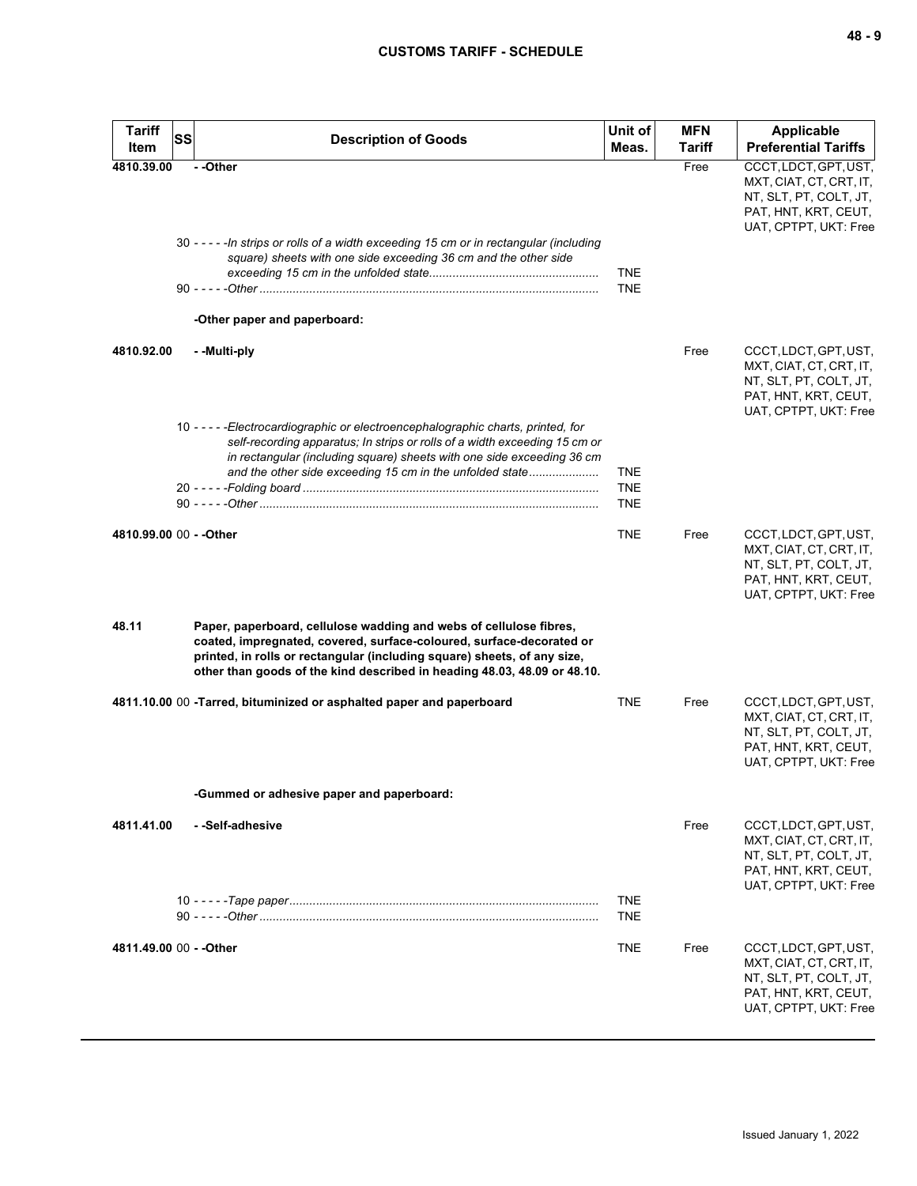| Tariff Item | SS | Description of Goods | Unit of Meas. | MFN Tariff | Applicable Preferential Tariffs |
|---|---|---|---|---|---|
| 4810.39.00 | | - -Other | | Free | CCCT, LDCT, GPT, UST, MXT, CIAT, CT, CRT, IT, NT, SLT, PT, COLT, JT, PAT, HNT, KRT, CEUT, UAT, CPTPT, UKT: Free |
| | | 30 - - - - -*In strips or rolls of a width exceeding 15 cm or in rectangular (including square) sheets with one side exceeding 36 cm and the other side exceeding 15 cm in the unfolded state* | TNE | | |
| | | 90 - - - - -*Other* | TNE | | |
| | | **-Other paper and paperboard:** | | | |
| 4810.92.00 | | - -Multi-ply | | Free | CCCT, LDCT, GPT, UST, MXT, CIAT, CT, CRT, IT, NT, SLT, PT, COLT, JT, PAT, HNT, KRT, CEUT, UAT, CPTPT, UKT: Free |
| | | 10 - - - - -*Electrocardiographic or electroencephalographic charts, printed, for self-recording apparatus; In strips or rolls of a width exceeding 15 cm or in rectangular (including square) sheets with one side exceeding 36 cm and the other side exceeding 15 cm in the unfolded state* | TNE | | |
| | | 20 - - - - -*Folding board* | TNE | | |
| | | 90 - - - - -*Other* | TNE | | |
| 4810.99.00 | 00 | - -Other | TNE | Free | CCCT, LDCT, GPT, UST, MXT, CIAT, CT, CRT, IT, NT, SLT, PT, COLT, JT, PAT, HNT, KRT, CEUT, UAT, CPTPT, UKT: Free |
| 48.11 | | **Paper, paperboard, cellulose wadding and webs of cellulose fibres, coated, impregnated, covered, surface-coloured, surface-decorated or printed, in rolls or rectangular (including square) sheets, of any size, other than goods of the kind described in heading 48.03, 48.09 or 48.10.** | | | |
| 4811.10.00 | 00 | -Tarred, bituminized or asphalted paper and paperboard | TNE | Free | CCCT, LDCT, GPT, UST, MXT, CIAT, CT, CRT, IT, NT, SLT, PT, COLT, JT, PAT, HNT, KRT, CEUT, UAT, CPTPT, UKT: Free |
| | | **-Gummed or adhesive paper and paperboard:** | | | |
| 4811.41.00 | | - -Self-adhesive | | Free | CCCT, LDCT, GPT, UST, MXT, CIAT, CT, CRT, IT, NT, SLT, PT, COLT, JT, PAT, HNT, KRT, CEUT, UAT, CPTPT, UKT: Free |
| | | 10 - - - - -*Tape paper* | TNE | | |
| | | 90 - - - - -*Other* | TNE | | |
| 4811.49.00 | 00 | - -Other | TNE | Free | CCCT, LDCT, GPT, UST, MXT, CIAT, CT, CRT, IT, NT, SLT, PT, COLT, JT, PAT, HNT, KRT, CEUT, UAT, CPTPT, UKT: Free |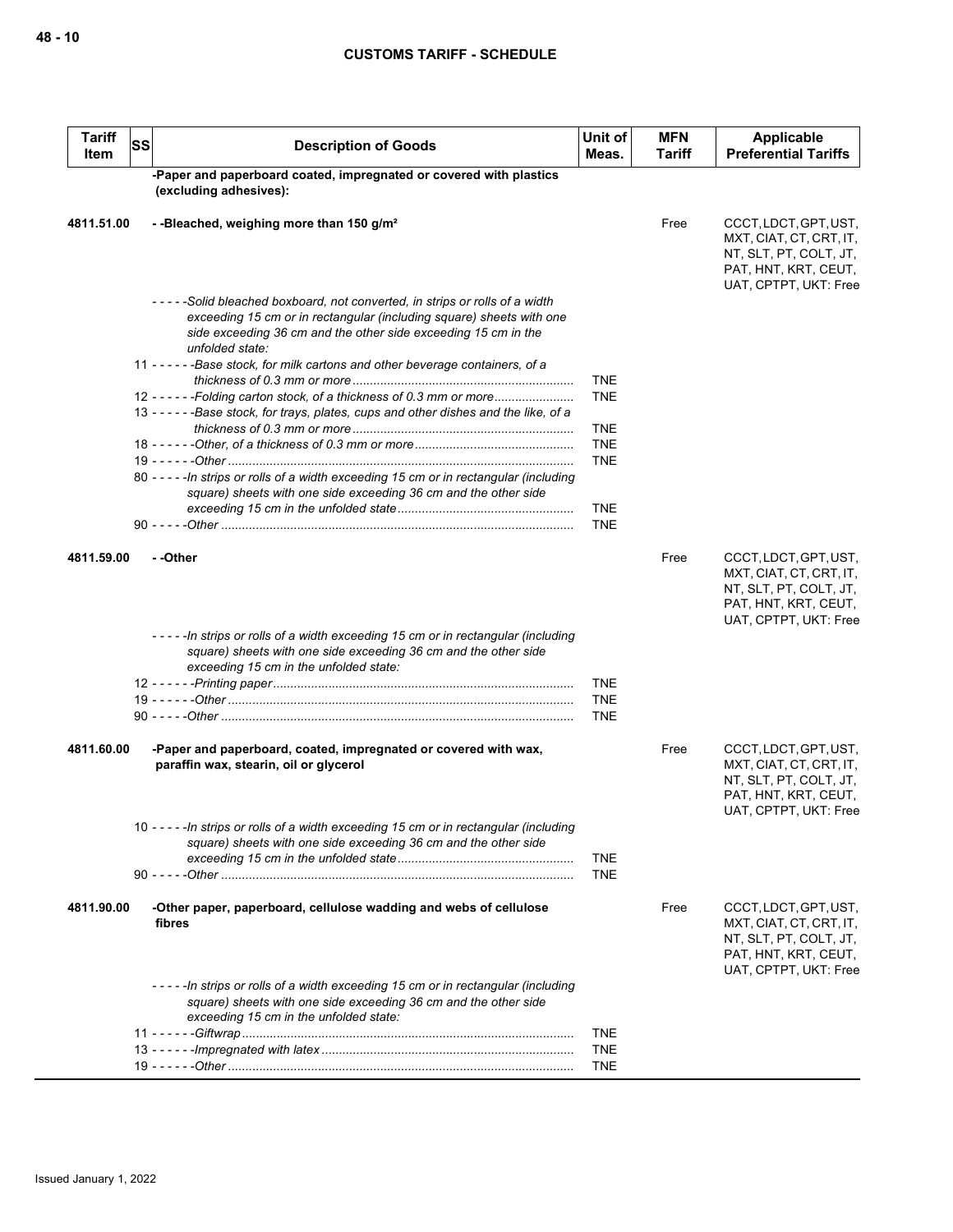| Tariff Item | SS | Description of Goods | Unit of Meas. | MFN Tariff | Applicable Preferential Tariffs |
|---|---|---|---|---|---|
| | | **-Paper and paperboard coated, impregnated or covered with plastics (excluding adhesives):** | | | |
| **4811.51.00** | | **- -Bleached, weighing more than 150 g/m²** | | Free | CCCT, LDCT, GPT, UST, MXT, CIAT, CT, CRT, IT, NT, SLT, PT, COLT, JT, PAT, HNT, KRT, CEUT, UAT, CPTPT, UKT: Free |
| | | *- - - - -Solid bleached boxboard, not converted, in strips or rolls of a width exceeding 15 cm or in rectangular (including square) sheets with one side exceeding 36 cm and the other side exceeding 15 cm in the unfolded state:* | | | |
| | | 11 - - - - - -*Base stock, for milk cartons and other beverage containers, of a thickness of 0.3 mm or more* | TNE | | |
| | | 12 - - - - - -*Folding carton stock, of a thickness of 0.3 mm or more* | TNE | | |
| | | 13 - - - - - -*Base stock, for trays, plates, cups and other dishes and the like, of a thickness of 0.3 mm or more* | TNE | | |
| | | 18 - - - - - -*Other, of a thickness of 0.3 mm or more* | TNE | | |
| | | 19 - - - - - -*Other* | TNE | | |
| | | 80 - - - - -*In strips or rolls of a width exceeding 15 cm or in rectangular (including square) sheets with one side exceeding 36 cm and the other side exceeding 15 cm in the unfolded state* | TNE | | |
| | | 90 - - - - -*Other* | TNE | | |
| **4811.59.00** | | **- -Other** | | Free | CCCT, LDCT, GPT, UST, MXT, CIAT, CT, CRT, IT, NT, SLT, PT, COLT, JT, PAT, HNT, KRT, CEUT, UAT, CPTPT, UKT: Free |
| | | *- - - - -In strips or rolls of a width exceeding 15 cm or in rectangular (including square) sheets with one side exceeding 36 cm and the other side exceeding 15 cm in the unfolded state:* | | | |
| | | 12 - - - - - -*Printing paper* | TNE | | |
| | | 19 - - - - - -*Other* | TNE | | |
| | | 90 - - - - -*Other* | TNE | | |
| **4811.60.00** | | **-Paper and paperboard, coated, impregnated or covered with wax, paraffin wax, stearin, oil or glycerol** | | Free | CCCT, LDCT, GPT, UST, MXT, CIAT, CT, CRT, IT, NT, SLT, PT, COLT, JT, PAT, HNT, KRT, CEUT, UAT, CPTPT, UKT: Free |
| | | 10 - - - - -*In strips or rolls of a width exceeding 15 cm or in rectangular (including square) sheets with one side exceeding 36 cm and the other side exceeding 15 cm in the unfolded state* | TNE | | |
| | | 90 - - - - -*Other* | TNE | | |
| **4811.90.00** | | **-Other paper, paperboard, cellulose wadding and webs of cellulose fibres** | | Free | CCCT, LDCT, GPT, UST, MXT, CIAT, CT, CRT, IT, NT, SLT, PT, COLT, JT, PAT, HNT, KRT, CEUT, UAT, CPTPT, UKT: Free |
| | | *- - - - -In strips or rolls of a width exceeding 15 cm or in rectangular (including square) sheets with one side exceeding 36 cm and the other side exceeding 15 cm in the unfolded state:* | | | |
| | | 11 - - - - - -*Giftwrap* | TNE | | |
| | | 13 - - - - - -*Impregnated with latex* | TNE | | |
| | | 19 - - - - - -*Other* | TNE | | |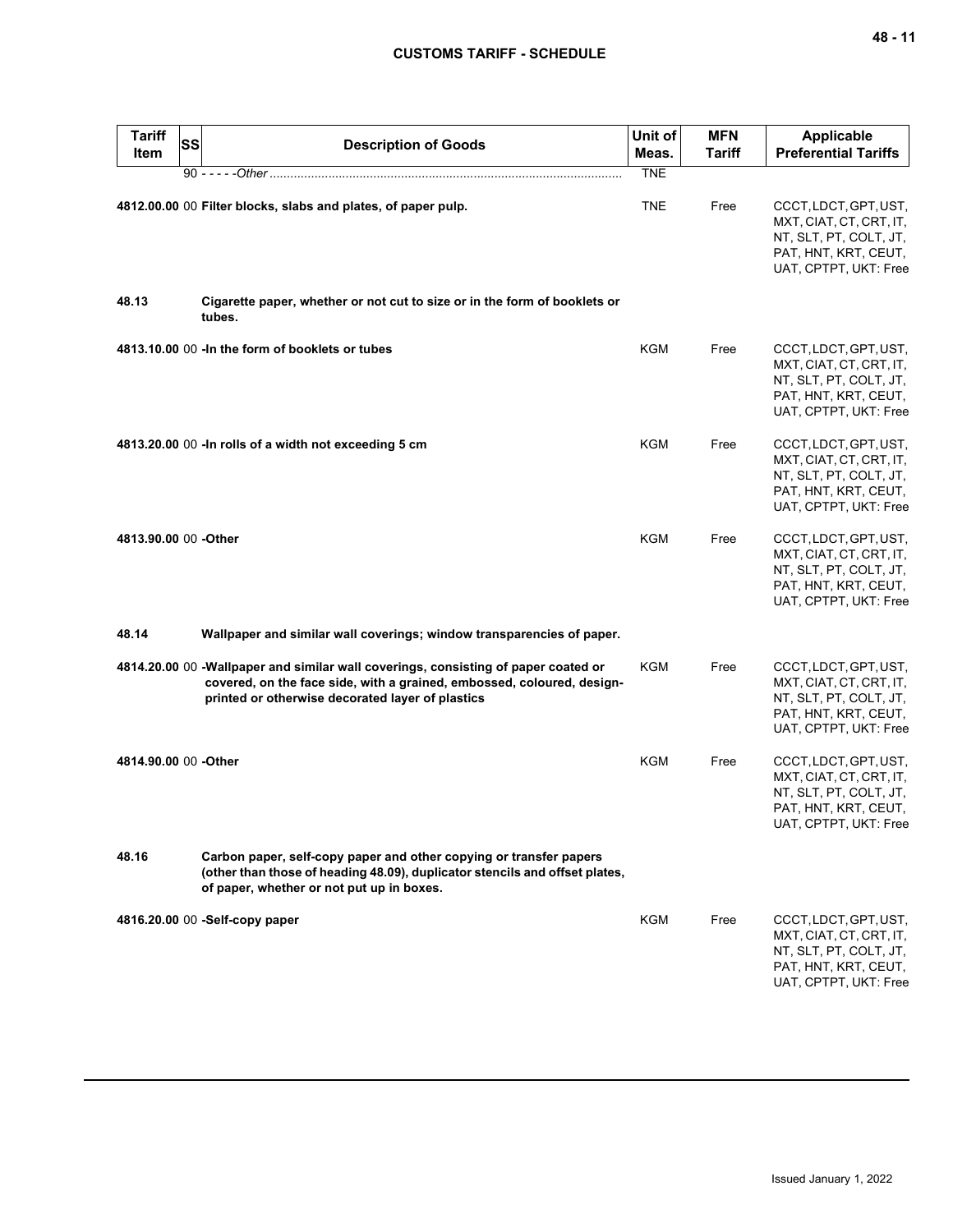| Tariff Item | SS | Description of Goods | Unit of Meas. | MFN Tariff | Applicable Preferential Tariffs |
|---|---|---|---|---|---|
| | 90 | - - - - -*Other* | TNE | | |
| **4812.00.00** | 00 | **Filter blocks, slabs and plates, of paper pulp.** | TNE | Free | CCCT, LDCT, GPT, UST, MXT, CIAT, CT, CRT, IT, NT, SLT, PT, COLT, JT, PAT, HNT, KRT, CEUT, UAT, CPTPT, UKT: Free |
| **48.13** | | **Cigarette paper, whether or not cut to size or in the form of booklets or tubes.** | | | |
| **4813.10.00** | 00 | **-In the form of booklets or tubes** | KGM | Free | CCCT, LDCT, GPT, UST, MXT, CIAT, CT, CRT, IT, NT, SLT, PT, COLT, JT, PAT, HNT, KRT, CEUT, UAT, CPTPT, UKT: Free |
| **4813.20.00** | 00 | **-In rolls of a width not exceeding 5 cm** | KGM | Free | CCCT, LDCT, GPT, UST, MXT, CIAT, CT, CRT, IT, NT, SLT, PT, COLT, JT, PAT, HNT, KRT, CEUT, UAT, CPTPT, UKT: Free |
| **4813.90.00** | 00 | **-Other** | KGM | Free | CCCT, LDCT, GPT, UST, MXT, CIAT, CT, CRT, IT, NT, SLT, PT, COLT, JT, PAT, HNT, KRT, CEUT, UAT, CPTPT, UKT: Free |
| **48.14** | | **Wallpaper and similar wall coverings; window transparencies of paper.** | | | |
| **4814.20.00** | 00 | **-Wallpaper and similar wall coverings, consisting of paper coated or covered, on the face side, with a grained, embossed, coloured, design-printed or otherwise decorated layer of plastics** | KGM | Free | CCCT, LDCT, GPT, UST, MXT, CIAT, CT, CRT, IT, NT, SLT, PT, COLT, JT, PAT, HNT, KRT, CEUT, UAT, CPTPT, UKT: Free |
| **4814.90.00** | 00 | **-Other** | KGM | Free | CCCT, LDCT, GPT, UST, MXT, CIAT, CT, CRT, IT, NT, SLT, PT, COLT, JT, PAT, HNT, KRT, CEUT, UAT, CPTPT, UKT: Free |
| **48.16** | | **Carbon paper, self-copy paper and other copying or transfer papers (other than those of heading 48.09), duplicator stencils and offset plates, of paper, whether or not put up in boxes.** | | | |
| **4816.20.00** | 00 | **-Self-copy paper** | KGM | Free | CCCT, LDCT, GPT, UST, MXT, CIAT, CT, CRT, IT, NT, SLT, PT, COLT, JT, PAT, HNT, KRT, CEUT, UAT, CPTPT, UKT: Free |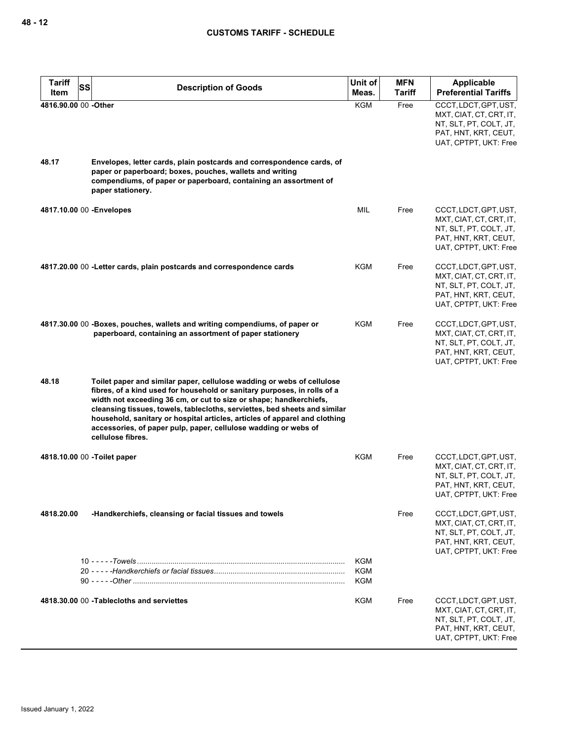| Tariff Item | SS | Description of Goods | Unit of Meas. | MFN Tariff | Applicable Preferential Tariffs |
|---|---|---|---|---|---|
| 4816.90.00 | 00 | -Other | KGM | Free | CCCT, LDCT, GPT, UST, MXT, CIAT, CT, CRT, IT, NT, SLT, PT, COLT, JT, PAT, HNT, KRT, CEUT, UAT, CPTPT, UKT: Free |
| 48.17 | | **Envelopes, letter cards, plain postcards and correspondence cards, of paper or paperboard; boxes, pouches, wallets and writing compendiums, of paper or paperboard, containing an assortment of paper stationery.** | | | |
| 4817.10.00 | 00 | -Envelopes | MIL | Free | CCCT, LDCT, GPT, UST, MXT, CIAT, CT, CRT, IT, NT, SLT, PT, COLT, JT, PAT, HNT, KRT, CEUT, UAT, CPTPT, UKT: Free |
| 4817.20.00 | 00 | -Letter cards, plain postcards and correspondence cards | KGM | Free | CCCT, LDCT, GPT, UST, MXT, CIAT, CT, CRT, IT, NT, SLT, PT, COLT, JT, PAT, HNT, KRT, CEUT, UAT, CPTPT, UKT: Free |
| 4817.30.00 | 00 | -Boxes, pouches, wallets and writing compendiums, of paper or paperboard, containing an assortment of paper stationery | KGM | Free | CCCT, LDCT, GPT, UST, MXT, CIAT, CT, CRT, IT, NT, SLT, PT, COLT, JT, PAT, HNT, KRT, CEUT, UAT, CPTPT, UKT: Free |
| 48.18 | | **Toilet paper and similar paper, cellulose wadding or webs of cellulose fibres, of a kind used for household or sanitary purposes, in rolls of a width not exceeding 36 cm, or cut to size or shape; handkerchiefs, cleansing tissues, towels, tablecloths, serviettes, bed sheets and similar household, sanitary or hospital articles, articles of apparel and clothing accessories, of paper pulp, paper, cellulose wadding or webs of cellulose fibres.** | | | |
| 4818.10.00 | 00 | -Toilet paper | KGM | Free | CCCT, LDCT, GPT, UST, MXT, CIAT, CT, CRT, IT, NT, SLT, PT, COLT, JT, PAT, HNT, KRT, CEUT, UAT, CPTPT, UKT: Free |
| 4818.20.00 | | -Handkerchiefs, cleansing or facial tissues and towels | | Free | CCCT, LDCT, GPT, UST, MXT, CIAT, CT, CRT, IT, NT, SLT, PT, COLT, JT, PAT, HNT, KRT, CEUT, UAT, CPTPT, UKT: Free |
| | 10 | - - - - -*Towels* | KGM | | |
| | 20 | - - - - -*Handkerchiefs or facial tissues* | KGM | | |
| | 90 | - - - - -*Other* | KGM | | |
| 4818.30.00 | 00 | -Tablecloths and serviettes | KGM | Free | CCCT, LDCT, GPT, UST, MXT, CIAT, CT, CRT, IT, NT, SLT, PT, COLT, JT, PAT, HNT, KRT, CEUT, UAT, CPTPT, UKT: Free |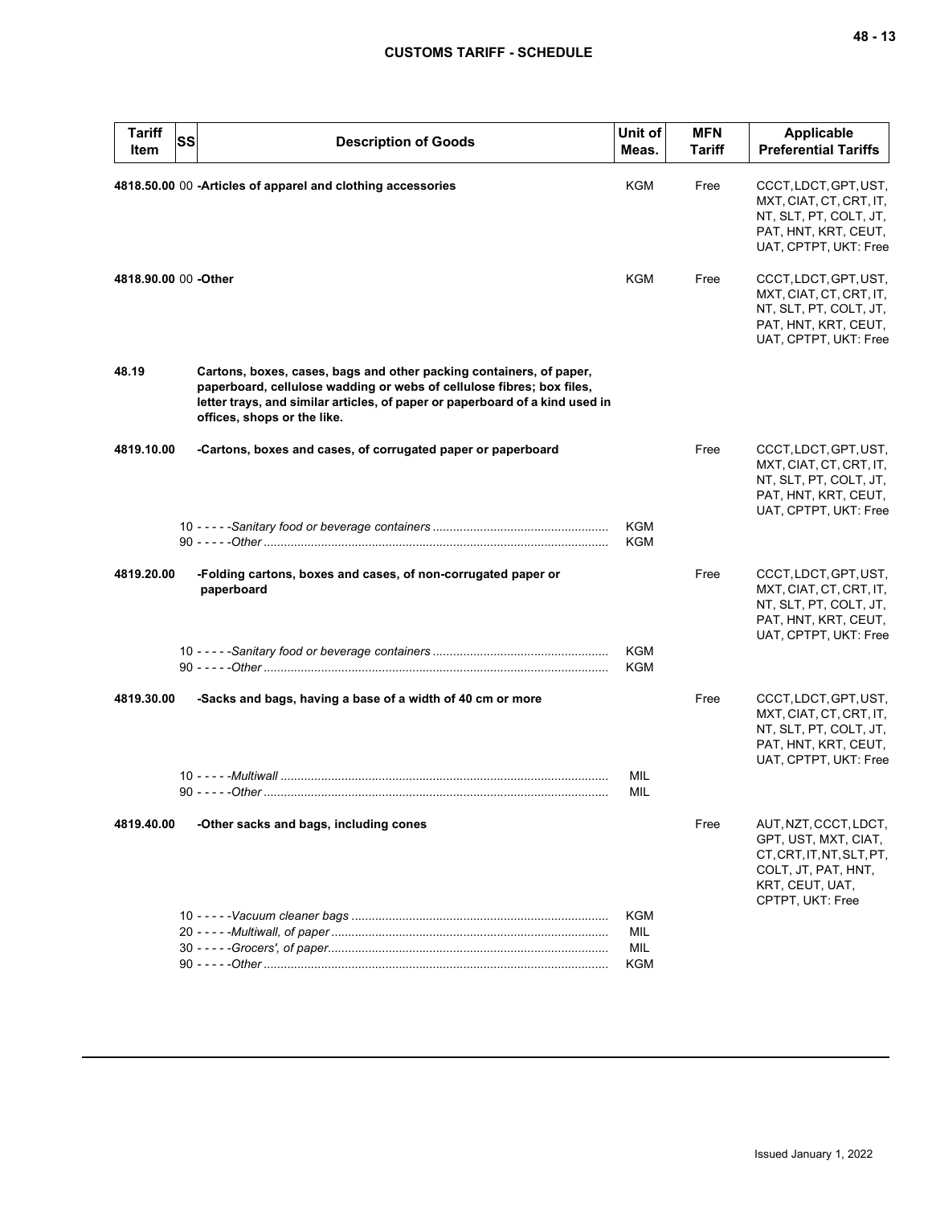| Tariff Item | SS | Description of Goods | Unit of Meas. | MFN Tariff | Applicable Preferential Tariffs |
|---|---|---|---|---|---|
| 4818.50.00 | 00 | **-Articles of apparel and clothing accessories** | KGM | Free | CCCT, LDCT, GPT, UST, MXT, CIAT, CT, CRT, IT, NT, SLT, PT, COLT, JT, PAT, HNT, KRT, CEUT, UAT, CPTPT, UKT: Free |
| 4818.90.00 | 00 | **-Other** | KGM | Free | CCCT, LDCT, GPT, UST, MXT, CIAT, CT, CRT, IT, NT, SLT, PT, COLT, JT, PAT, HNT, KRT, CEUT, UAT, CPTPT, UKT: Free |
| **48.19** | | **Cartons, boxes, cases, bags and other packing containers, of paper, paperboard, cellulose wadding or webs of cellulose fibres; box files, letter trays, and similar articles, of paper or paperboard of a kind used in offices, shops or the like.** | | | |
| **4819.10.00** | | **-Cartons, boxes and cases, of corrugated paper or paperboard** | | Free | CCCT, LDCT, GPT, UST, MXT, CIAT, CT, CRT, IT, NT, SLT, PT, COLT, JT, PAT, HNT, KRT, CEUT, UAT, CPTPT, UKT: Free |
| | 10 | - - - - -*Sanitary food or beverage containers* | KGM | | |
| | 90 | - - - - -*Other* | KGM | | |
| **4819.20.00** | | **-Folding cartons, boxes and cases, of non-corrugated paper or paperboard** | | Free | CCCT, LDCT, GPT, UST, MXT, CIAT, CT, CRT, IT, NT, SLT, PT, COLT, JT, PAT, HNT, KRT, CEUT, UAT, CPTPT, UKT: Free |
| | 10 | - - - - -*Sanitary food or beverage containers* | KGM | | |
| | 90 | - - - - -*Other* | KGM | | |
| **4819.30.00** | | **-Sacks and bags, having a base of a width of 40 cm or more** | | Free | CCCT, LDCT, GPT, UST, MXT, CIAT, CT, CRT, IT, NT, SLT, PT, COLT, JT, PAT, HNT, KRT, CEUT, UAT, CPTPT, UKT: Free |
| | 10 | - - - - -*Multiwall* | MIL | | |
| | 90 | - - - - -*Other* | MIL | | |
| **4819.40.00** | | **-Other sacks and bags, including cones** | | Free | AUT, NZT, CCCT, LDCT, GPT, UST, MXT, CIAT, CT, CRT, IT, NT, SLT, PT, COLT, JT, PAT, HNT, KRT, CEUT, UAT, CPTPT, UKT: Free |
| | 10 | - - - - -*Vacuum cleaner bags* | KGM | | |
| | 20 | - - - - -*Multiwall, of paper* | MIL | | |
| | 30 | - - - - -*Grocers', of paper* | MIL | | |
| | 90 | - - - - -*Other* | KGM | | |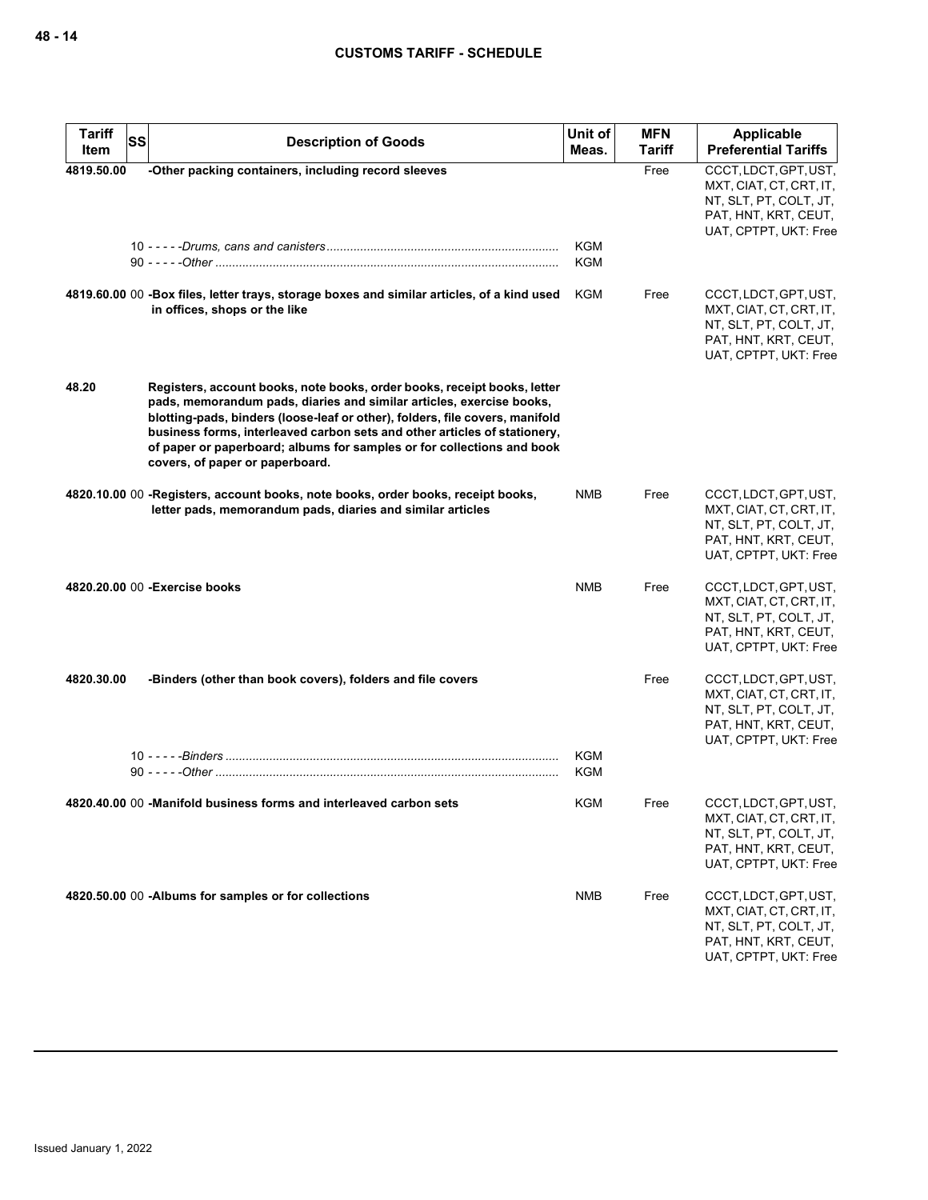| Tariff Item | SS | Description of Goods | Unit of Meas. | MFN Tariff | Applicable Preferential Tariffs |
|---|---|---|---|---|---|
| 4819.50.00 | | -Other packing containers, including record sleeves | | Free | CCCT, LDCT, GPT, UST, MXT, CIAT, CT, CRT, IT, NT, SLT, PT, COLT, JT, PAT, HNT, KRT, CEUT, UAT, CPTPT, UKT: Free |
| | 10 | - - - - -*Drums, cans and canisters* | KGM | | |
| | 90 | - - - - -*Other* | KGM | | |
| 4819.60.00 | 00 | -Box files, letter trays, storage boxes and similar articles, of a kind used in offices, shops or the like | KGM | Free | CCCT, LDCT, GPT, UST, MXT, CIAT, CT, CRT, IT, NT, SLT, PT, COLT, JT, PAT, HNT, KRT, CEUT, UAT, CPTPT, UKT: Free |
| 48.20 | | Registers, account books, note books, order books, receipt books, letter pads, memorandum pads, diaries and similar articles, exercise books, blotting-pads, binders (loose-leaf or other), folders, file covers, manifold business forms, interleaved carbon sets and other articles of stationery, of paper or paperboard; albums for samples or for collections and book covers, of paper or paperboard. | | | |
| 4820.10.00 | 00 | -Registers, account books, note books, order books, receipt books, letter pads, memorandum pads, diaries and similar articles | NMB | Free | CCCT, LDCT, GPT, UST, MXT, CIAT, CT, CRT, IT, NT, SLT, PT, COLT, JT, PAT, HNT, KRT, CEUT, UAT, CPTPT, UKT: Free |
| 4820.20.00 | 00 | -Exercise books | NMB | Free | CCCT, LDCT, GPT, UST, MXT, CIAT, CT, CRT, IT, NT, SLT, PT, COLT, JT, PAT, HNT, KRT, CEUT, UAT, CPTPT, UKT: Free |
| 4820.30.00 | | -Binders (other than book covers), folders and file covers | | Free | CCCT, LDCT, GPT, UST, MXT, CIAT, CT, CRT, IT, NT, SLT, PT, COLT, JT, PAT, HNT, KRT, CEUT, UAT, CPTPT, UKT: Free |
| | 10 | - - - - -*Binders* | KGM | | |
| | 90 | - - - - -*Other* | KGM | | |
| 4820.40.00 | 00 | -Manifold business forms and interleaved carbon sets | KGM | Free | CCCT, LDCT, GPT, UST, MXT, CIAT, CT, CRT, IT, NT, SLT, PT, COLT, JT, PAT, HNT, KRT, CEUT, UAT, CPTPT, UKT: Free |
| 4820.50.00 | 00 | -Albums for samples or for collections | NMB | Free | CCCT, LDCT, GPT, UST, MXT, CIAT, CT, CRT, IT, NT, SLT, PT, COLT, JT, PAT, HNT, KRT, CEUT, UAT, CPTPT, UKT: Free |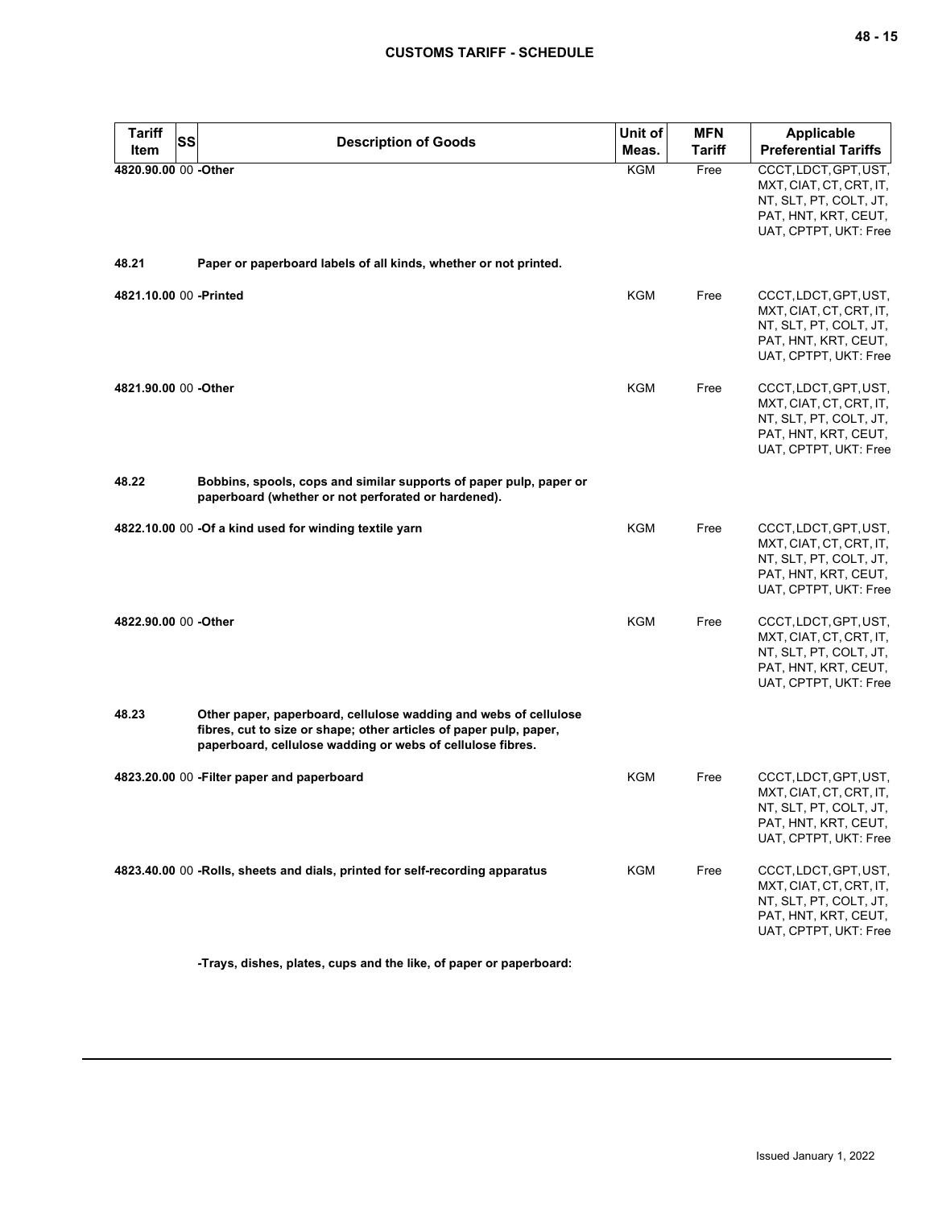| Tariff Item | SS | Description of Goods | Unit of Meas. | MFN Tariff | Applicable Preferential Tariffs |
|---|---|---|---|---|---|
| 4820.90.00 | 00 | -Other | KGM | Free | CCCT, LDCT, GPT, UST, MXT, CIAT, CT, CRT, IT, NT, SLT, PT, COLT, JT, PAT, HNT, KRT, CEUT, UAT, CPTPT, UKT: Free |
| 48.21 | | **Paper or paperboard labels of all kinds, whether or not printed.** | | | |
| 4821.10.00 | 00 | -Printed | KGM | Free | CCCT, LDCT, GPT, UST, MXT, CIAT, CT, CRT, IT, NT, SLT, PT, COLT, JT, PAT, HNT, KRT, CEUT, UAT, CPTPT, UKT: Free |
| 4821.90.00 | 00 | -Other | KGM | Free | CCCT, LDCT, GPT, UST, MXT, CIAT, CT, CRT, IT, NT, SLT, PT, COLT, JT, PAT, HNT, KRT, CEUT, UAT, CPTPT, UKT: Free |
| 48.22 | | **Bobbins, spools, cops and similar supports of paper pulp, paper or paperboard (whether or not perforated or hardened).** | | | |
| 4822.10.00 | 00 | -Of a kind used for winding textile yarn | KGM | Free | CCCT, LDCT, GPT, UST, MXT, CIAT, CT, CRT, IT, NT, SLT, PT, COLT, JT, PAT, HNT, KRT, CEUT, UAT, CPTPT, UKT: Free |
| 4822.90.00 | 00 | -Other | KGM | Free | CCCT, LDCT, GPT, UST, MXT, CIAT, CT, CRT, IT, NT, SLT, PT, COLT, JT, PAT, HNT, KRT, CEUT, UAT, CPTPT, UKT: Free |
| 48.23 | | **Other paper, paperboard, cellulose wadding and webs of cellulose fibres, cut to size or shape; other articles of paper pulp, paper, paperboard, cellulose wadding or webs of cellulose fibres.** | | | |
| 4823.20.00 | 00 | -Filter paper and paperboard | KGM | Free | CCCT, LDCT, GPT, UST, MXT, CIAT, CT, CRT, IT, NT, SLT, PT, COLT, JT, PAT, HNT, KRT, CEUT, UAT, CPTPT, UKT: Free |
| 4823.40.00 | 00 | -Rolls, sheets and dials, printed for self-recording apparatus | KGM | Free | CCCT, LDCT, GPT, UST, MXT, CIAT, CT, CRT, IT, NT, SLT, PT, COLT, JT, PAT, HNT, KRT, CEUT, UAT, CPTPT, UKT: Free |
| | | -Trays, dishes, plates, cups and the like, of paper or paperboard: | | | |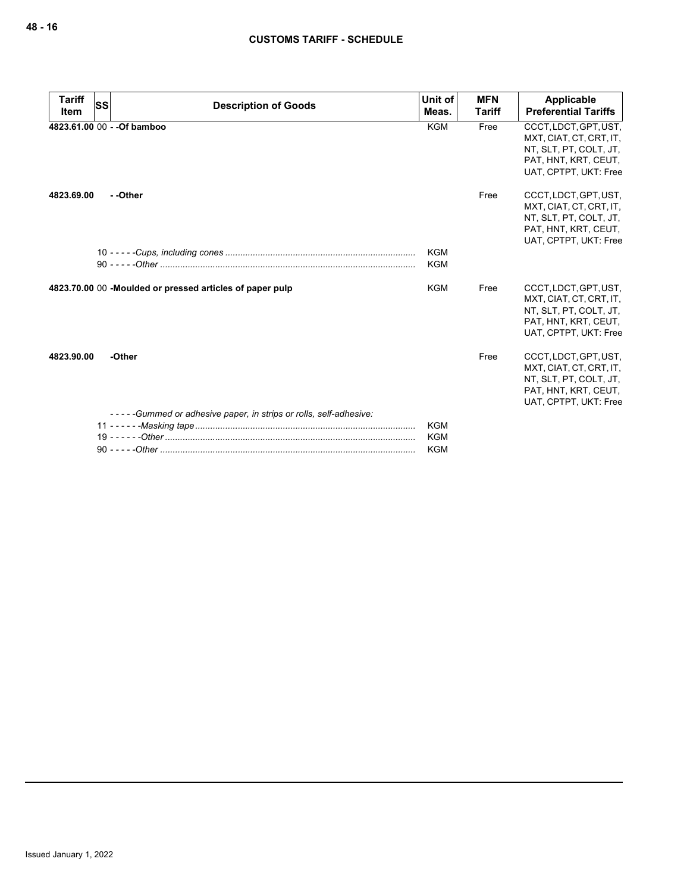| Tariff Item | SS | Description of Goods | Unit of Meas. | MFN Tariff | Applicable Preferential Tariffs |
|---|---|---|---|---|---|
| 4823.61.00 | 00 | - -Of bamboo | KGM | Free | CCCT, LDCT, GPT, UST, MXT, CIAT, CT, CRT, IT, NT, SLT, PT, COLT, JT, PAT, HNT, KRT, CEUT, UAT, CPTPT, UKT: Free |
| 4823.69.00 | | - -Other | | Free | CCCT, LDCT, GPT, UST, MXT, CIAT, CT, CRT, IT, NT, SLT, PT, COLT, JT, PAT, HNT, KRT, CEUT, UAT, CPTPT, UKT: Free |
| | 10 | - - - - -*Cups, including cones* | KGM | | |
| | 90 | - - - - -*Other* | KGM | | |
| 4823.70.00 | 00 | -Moulded or pressed articles of paper pulp | KGM | Free | CCCT, LDCT, GPT, UST, MXT, CIAT, CT, CRT, IT, NT, SLT, PT, COLT, JT, PAT, HNT, KRT, CEUT, UAT, CPTPT, UKT: Free |
| 4823.90.00 | | -Other | | Free | CCCT, LDCT, GPT, UST, MXT, CIAT, CT, CRT, IT, NT, SLT, PT, COLT, JT, PAT, HNT, KRT, CEUT, UAT, CPTPT, UKT: Free |
| | | - - - - -*Gummed or adhesive paper, in strips or rolls, self-adhesive:* | | | |
| | 11 | - - - - - -*Masking tape* | KGM | | |
| | 19 | - - - - - -*Other* | KGM | | |
| | 90 | - - - - -*Other* | KGM | | |